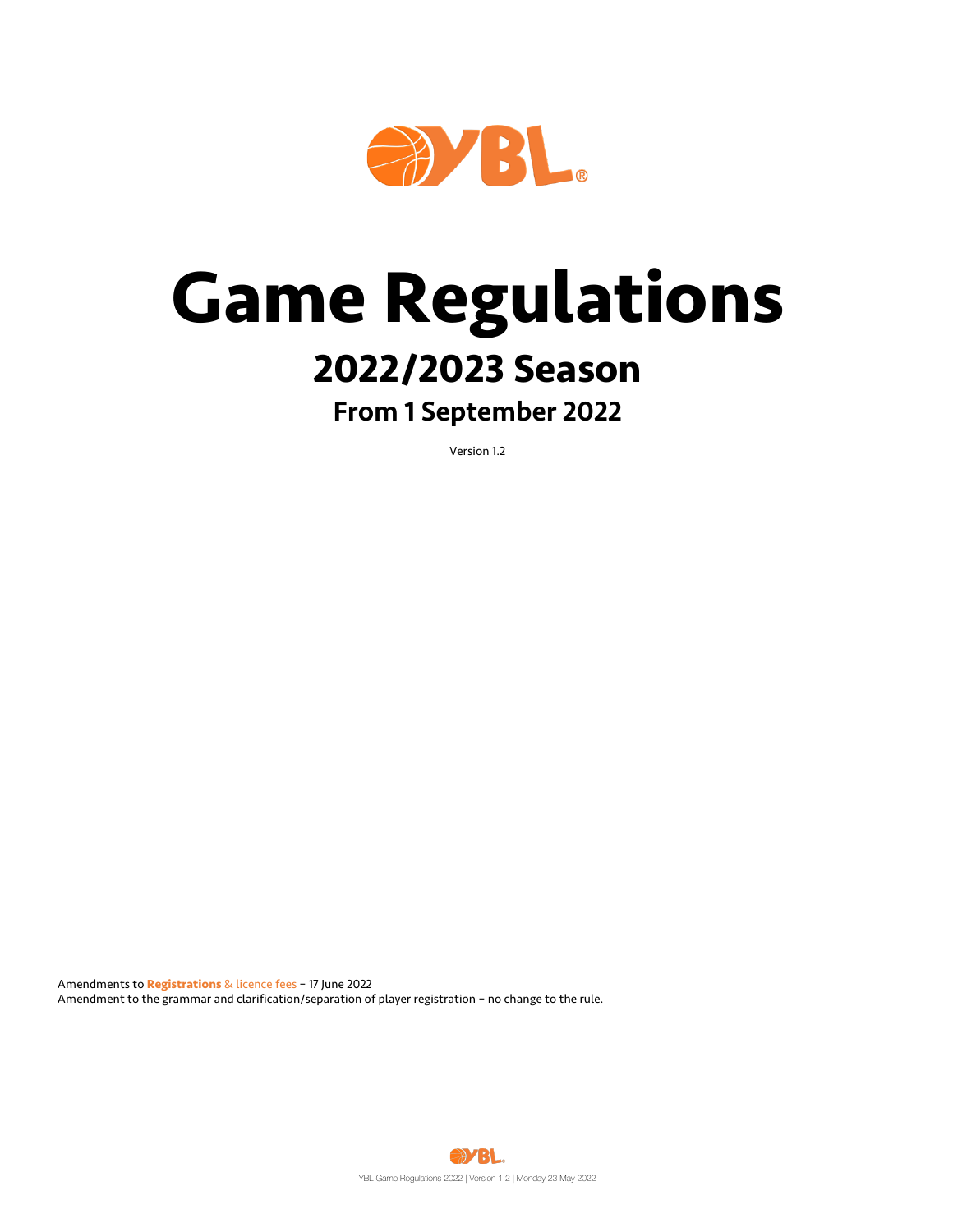# Game Regulations

## 2022/2023 Season

### From 1 September 2022

Version 1.2

Amendments to **Registrations** & licence fees – 17 June 2022
Amendment to the grammar and clarification/separation of player registration – no change to the rule.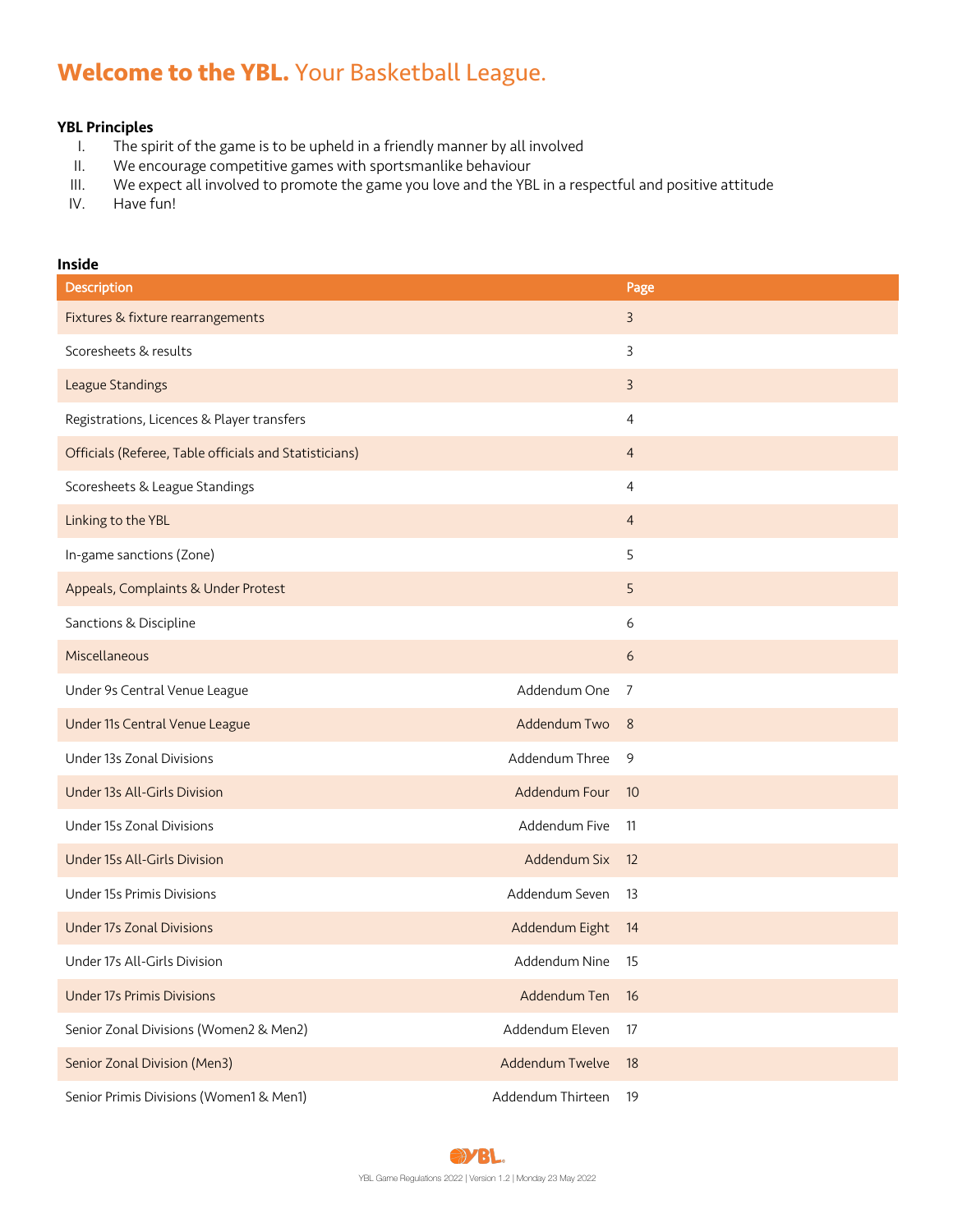# **Welcome to the YBL.** Your Basketball League.

**YBL Principles**

I. The spirit of the game is to be upheld in a friendly manner by all involved
II. We encourage competitive games with sportsmanlike behaviour
III. We expect all involved to promote the game you love and the YBL in a respectful and positive attitude
IV. Have fun!

**Inside**

| Description | | Page |
|---|---|---|
| Fixtures & fixture rearrangements | | 3 |
| Scoresheets & results | | 3 |
| League Standings | | 3 |
| Registrations, Licences & Player transfers | | 4 |
| Officials (Referee, Table officials and Statisticians) | | 4 |
| Scoresheets & League Standings | | 4 |
| Linking to the YBL | | 4 |
| In-game sanctions (Zone) | | 5 |
| Appeals, Complaints & Under Protest | | 5 |
| Sanctions & Discipline | | 6 |
| Miscellaneous | | 6 |
| Under 9s Central Venue League | Addendum One | 7 |
| Under 11s Central Venue League | Addendum Two | 8 |
| Under 13s Zonal Divisions | Addendum Three | 9 |
| Under 13s All-Girls Division | Addendum Four | 10 |
| Under 15s Zonal Divisions | Addendum Five | 11 |
| Under 15s All-Girls Division | Addendum Six | 12 |
| Under 15s Primis Divisions | Addendum Seven | 13 |
| Under 17s Zonal Divisions | Addendum Eight | 14 |
| Under 17s All-Girls Division | Addendum Nine | 15 |
| Under 17s Primis Divisions | Addendum Ten | 16 |
| Senior Zonal Divisions (Women2 & Men2) | Addendum Eleven | 17 |
| Senior Zonal Division (Men3) | Addendum Twelve | 18 |
| Senior Primis Divisions (Women1 & Men1) | Addendum Thirteen | 19 |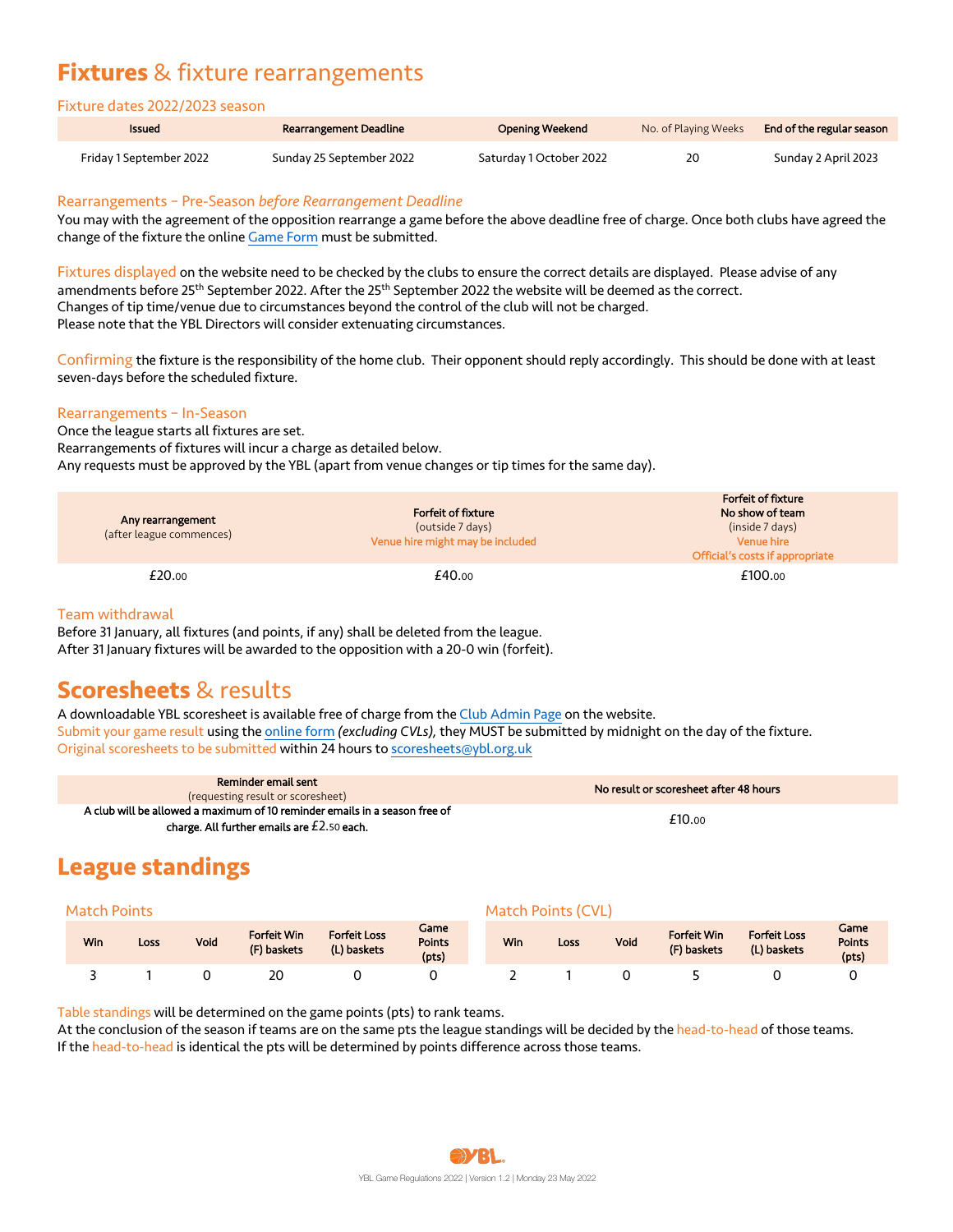# **Fixtures** & fixture rearrangements

## Fixture dates 2022/2023 season

| Issued | Rearrangement Deadline | Opening Weekend | No. of Playing Weeks | End of the regular season |
|---|---|---|---|---|
| Friday 1 September 2022 | Sunday 25 September 2022 | Saturday 1 October 2022 | 20 | Sunday 2 April 2023 |

### Rearrangements – Pre-Season *before Rearrangement Deadline*

You may with the agreement of the opposition rearrange a game before the above deadline free of charge. Once both clubs have agreed the change of the fixture the online Game Form must be submitted.

Fixtures displayed on the website need to be checked by the clubs to ensure the correct details are displayed. Please advise of any amendments before 25th September 2022. After the 25th September 2022 the website will be deemed as the correct.
Changes of tip time/venue due to circumstances beyond the control of the club will not be charged.
Please note that the YBL Directors will consider extenuating circumstances.

Confirming the fixture is the responsibility of the home club. Their opponent should reply accordingly. This should be done with at least seven-days before the scheduled fixture.

### Rearrangements – In-Season

Once the league starts all fixtures are set.
Rearrangements of fixtures will incur a charge as detailed below.
Any requests must be approved by the YBL (apart from venue changes or tip times for the same day).

| **Any rearrangement** (after league commences) | **Forfeit of fixture** (outside 7 days) Venue hire might may be included | **Forfeit of fixture No show of team** (inside 7 days) Venue hire Official's costs if appropriate |
|---|---|---|
| £20.00 | £40.00 | £100.00 |

### Team withdrawal

Before 31 January, all fixtures (and points, if any) shall be deleted from the league.
After 31 January fixtures will be awarded to the opposition with a 20-0 win (forfeit).

# **Scoresheets** & results

A downloadable YBL scoresheet is available free of charge from the Club Admin Page on the website.
Submit your game result using the online form *(excluding CVLs)*, they MUST be submitted by midnight on the day of the fixture.
Original scoresheets to be submitted within 24 hours to scoresheets@ybl.org.uk

| **Reminder email sent** (requesting result or scoresheet) | **No result or scoresheet after 48 hours** |
|---|---|
| **A club will be allowed a maximum of 10 reminder emails in a season free of charge. All further emails are £2.50 each.** | £10.00 |

# **League standings**

### Match Points

| Win | Loss | Void | Forfeit Win (F) baskets | Forfeit Loss (L) baskets | Game Points (pts) |
|---|---|---|---|---|---|
| 3 | 1 | 0 | 20 | 0 | 0 |

### Match Points (CVL)

| Win | Loss | Void | Forfeit Win (F) baskets | Forfeit Loss (L) baskets | Game Points (pts) |
|---|---|---|---|---|---|
| 2 | 1 | 0 | 5 | 0 | 0 |

Table standings will be determined on the game points (pts) to rank teams.
At the conclusion of the season if teams are on the same pts the league standings will be decided by the head-to-head of those teams.
If the head-to-head is identical the pts will be determined by points difference across those teams.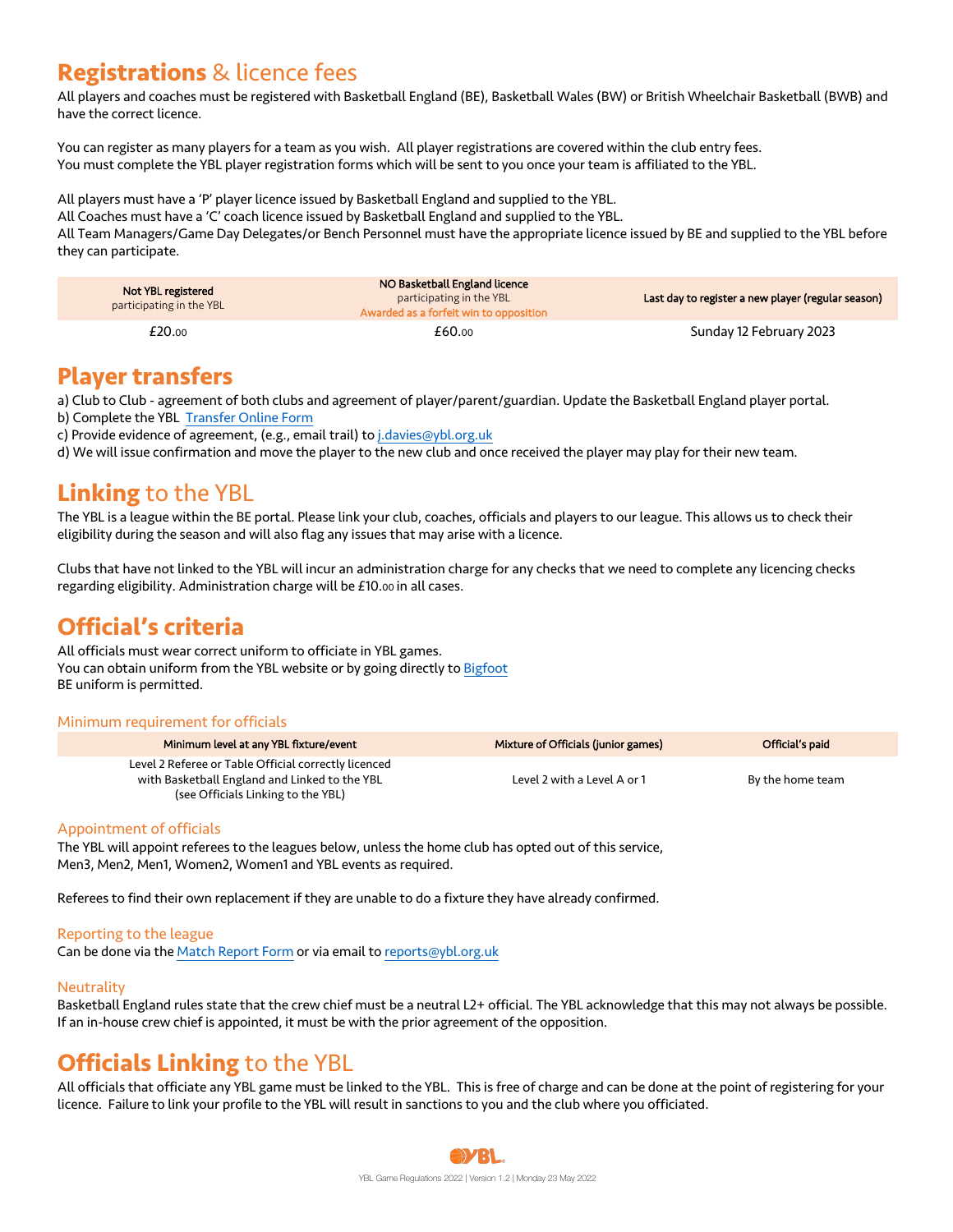# **Registrations** & licence fees

All players and coaches must be registered with Basketball England (BE), Basketball Wales (BW) or British Wheelchair Basketball (BWB) and have the correct licence.

You can register as many players for a team as you wish. All player registrations are covered within the club entry fees.
You must complete the YBL player registration forms which will be sent to you once your team is affiliated to the YBL.

All players must have a 'P' player licence issued by Basketball England and supplied to the YBL.
All Coaches must have a 'C' coach licence issued by Basketball England and supplied to the YBL.
All Team Managers/Game Day Delegates/or Bench Personnel must have the appropriate licence issued by BE and supplied to the YBL before they can participate.

| Not YBL registered participating in the YBL | NO Basketball England licence participating in the YBL Awarded as a forfeit win to opposition | Last day to register a new player (regular season) |
|---|---|---|
| £20.00 | £60.00 | Sunday 12 February 2023 |

# **Player transfers**

a) Club to Club - agreement of both clubs and agreement of player/parent/guardian. Update the Basketball England player portal.
b) Complete the YBL Transfer Online Form
c) Provide evidence of agreement, (e.g., email trail) to j.davies@ybl.org.uk
d) We will issue confirmation and move the player to the new club and once received the player may play for their new team.

# **Linking** to the YBL

The YBL is a league within the BE portal. Please link your club, coaches, officials and players to our league. This allows us to check their eligibility during the season and will also flag any issues that may arise with a licence.

Clubs that have not linked to the YBL will incur an administration charge for any checks that we need to complete any licencing checks regarding eligibility. Administration charge will be £10.00 in all cases.

# **Official's criteria**

All officials must wear correct uniform to officiate in YBL games.
You can obtain uniform from the YBL website or by going directly to Bigfoot
BE uniform is permitted.

## Minimum requirement for officials

| Minimum level at any YBL fixture/event | Mixture of Officials (junior games) | Official's paid |
|---|---|---|
| Level 2 Referee or Table Official correctly licenced with Basketball England and Linked to the YBL (see Officials Linking to the YBL) | Level 2 with a Level A or 1 | By the home team |

## Appointment of officials

The YBL will appoint referees to the leagues below, unless the home club has opted out of this service,
Men3, Men2, Men1, Women2, Women1 and YBL events as required.

Referees to find their own replacement if they are unable to do a fixture they have already confirmed.

## Reporting to the league

Can be done via the Match Report Form or via email to reports@ybl.org.uk

## Neutrality

Basketball England rules state that the crew chief must be a neutral L2+ official. The YBL acknowledge that this may not always be possible. If an in-house crew chief is appointed, it must be with the prior agreement of the opposition.

# **Officials Linking** to the YBL

All officials that officiate any YBL game must be linked to the YBL. This is free of charge and can be done at the point of registering for your licence. Failure to link your profile to the YBL will result in sanctions to you and the club where you officiated.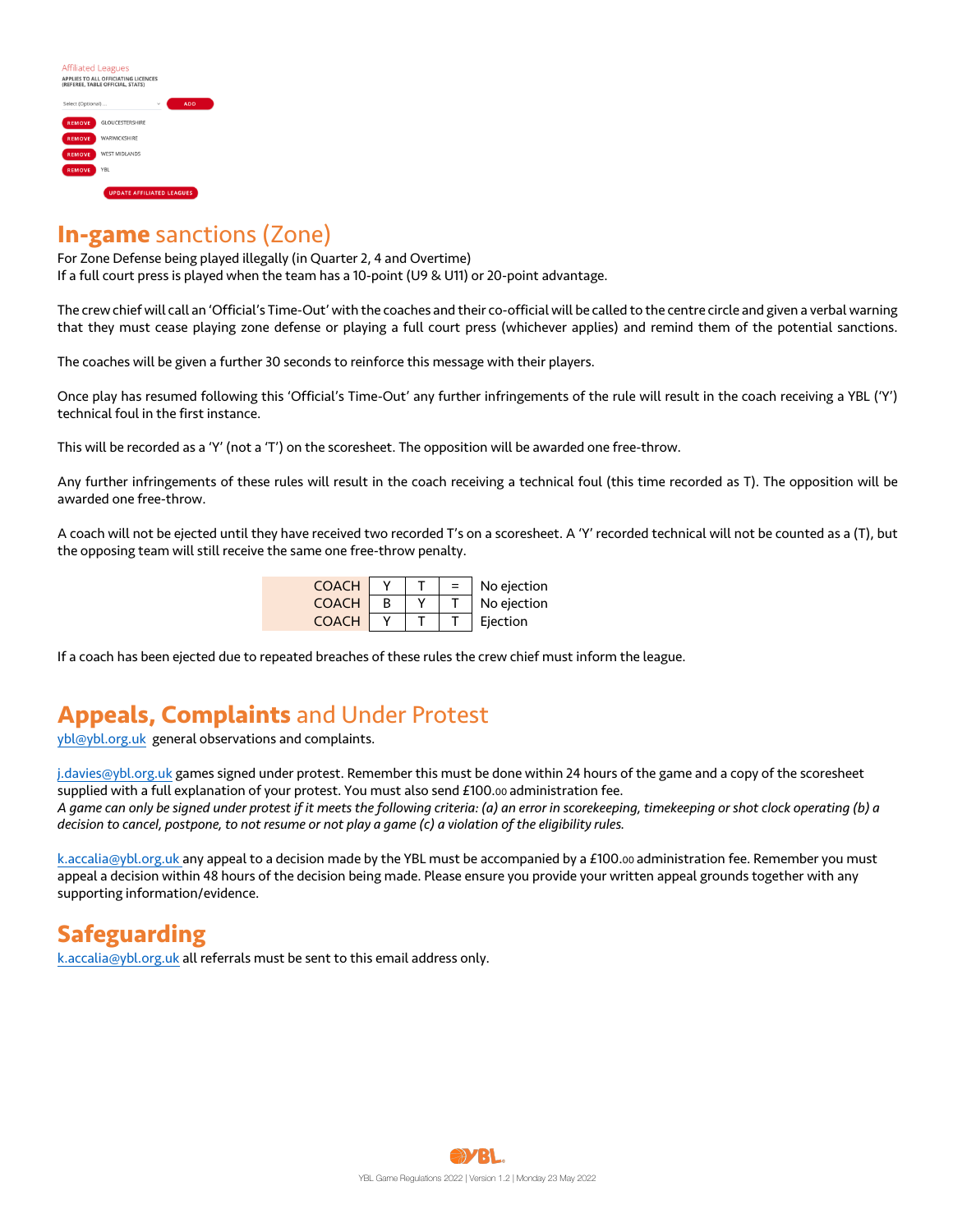Affiliated Leagues
APPLIES TO ALL OFFICIATING LICENCES (REFEREE, TABLE OFFICIAL, STATS)

Select (Optional)... ADD

REMOVE GLOUCESTERSHIRE
REMOVE WARWICKSHIRE
REMOVE WEST MIDLANDS
REMOVE YBL

UPDATE AFFILIATED LEAGUES

## In-game sanctions (Zone)

For Zone Defense being played illegally (in Quarter 2, 4 and Overtime)
If a full court press is played when the team has a 10-point (U9 & U11) or 20-point advantage.

The crew chief will call an 'Official's Time-Out' with the coaches and their co-official will be called to the centre circle and given a verbal warning that they must cease playing zone defense or playing a full court press (whichever applies) and remind them of the potential sanctions.

The coaches will be given a further 30 seconds to reinforce this message with their players.

Once play has resumed following this 'Official's Time-Out' any further infringements of the rule will result in the coach receiving a YBL ('Y') technical foul in the first instance.

This will be recorded as a 'Y' (not a 'T') on the scoresheet. The opposition will be awarded one free-throw.

Any further infringements of these rules will result in the coach receiving a technical foul (this time recorded as T). The opposition will be awarded one free-throw.

A coach will not be ejected until they have received two recorded T's on a scoresheet. A 'Y' recorded technical will not be counted as a (T), but the opposing team will still receive the same one free-throw penalty.

| | | | | |
|---|---|---|---|---|
| COACH | Y | T | = | No ejection |
| COACH | B | Y | T | No ejection |
| COACH | Y | T | T | Ejection |

If a coach has been ejected due to repeated breaches of these rules the crew chief must inform the league.

## Appeals, Complaints and Under Protest

ybl@ybl.org.uk general observations and complaints.

j.davies@ybl.org.uk games signed under protest. Remember this must be done within 24 hours of the game and a copy of the scoresheet supplied with a full explanation of your protest. You must also send £100.00 administration fee.
*A game can only be signed under protest if it meets the following criteria: (a) an error in scorekeeping, timekeeping or shot clock operating (b) a decision to cancel, postpone, to not resume or not play a game (c) a violation of the eligibility rules.*

k.accalia@ybl.org.uk any appeal to a decision made by the YBL must be accompanied by a £100.00 administration fee. Remember you must appeal a decision within 48 hours of the decision being made. Please ensure you provide your written appeal grounds together with any supporting information/evidence.

## Safeguarding

k.accalia@ybl.org.uk all referrals must be sent to this email address only.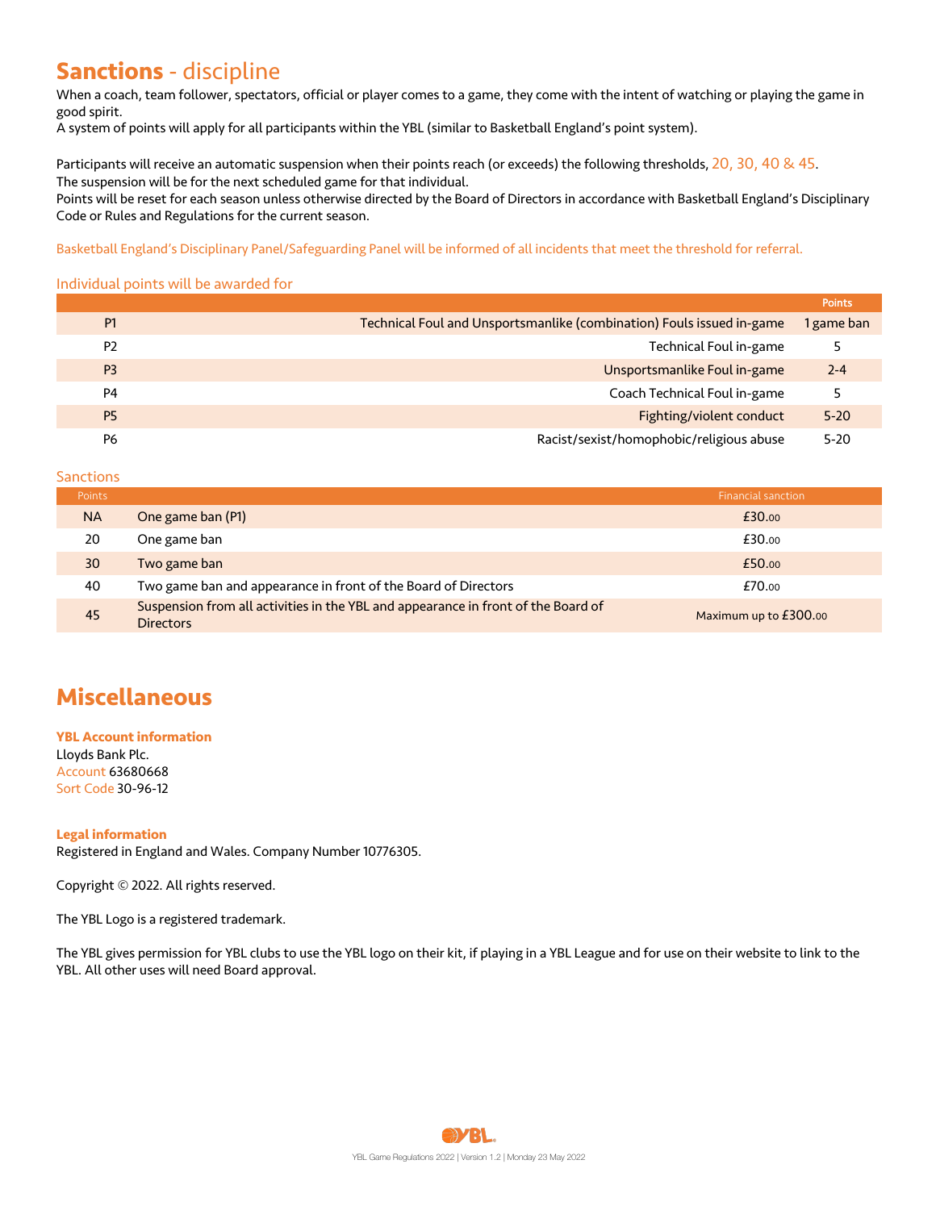# Sanctions - discipline

When a coach, team follower, spectators, official or player comes to a game, they come with the intent of watching or playing the game in good spirit.
A system of points will apply for all participants within the YBL (similar to Basketball England's point system).

Participants will receive an automatic suspension when their points reach (or exceeds) the following thresholds, 20, 30, 40 & 45.
The suspension will be for the next scheduled game for that individual.
Points will be reset for each season unless otherwise directed by the Board of Directors in accordance with Basketball England's Disciplinary Code or Rules and Regulations for the current season.

Basketball England's Disciplinary Panel/Safeguarding Panel will be informed of all incidents that meet the threshold for referral.

### Individual points will be awarded for

| | | Points |
|---|---|---|
| P1 | Technical Foul and Unsportsmanlike (combination) Fouls issued in-game | 1 game ban |
| P2 | Technical Foul in-game | 5 |
| P3 | Unsportsmanlike Foul in-game | 2-4 |
| P4 | Coach Technical Foul in-game | 5 |
| P5 | Fighting/violent conduct | 5-20 |
| P6 | Racist/sexist/homophobic/religious abuse | 5-20 |

### Sanctions

| Points | | Financial sanction |
|---|---|---|
| NA | One game ban (P1) | £30.00 |
| 20 | One game ban | £30.00 |
| 30 | Two game ban | £50.00 |
| 40 | Two game ban and appearance in front of the Board of Directors | £70.00 |
| 45 | Suspension from all activities in the YBL and appearance in front of the Board of Directors | Maximum up to £300.00 |

# Miscellaneous

**YBL Account information**
Lloyds Bank Plc.
Account 63680668
Sort Code 30-96-12

**Legal information**
Registered in England and Wales. Company Number 10776305.

Copyright © 2022. All rights reserved.

The YBL Logo is a registered trademark.

The YBL gives permission for YBL clubs to use the YBL logo on their kit, if playing in a YBL League and for use on their website to link to the YBL. All other uses will need Board approval.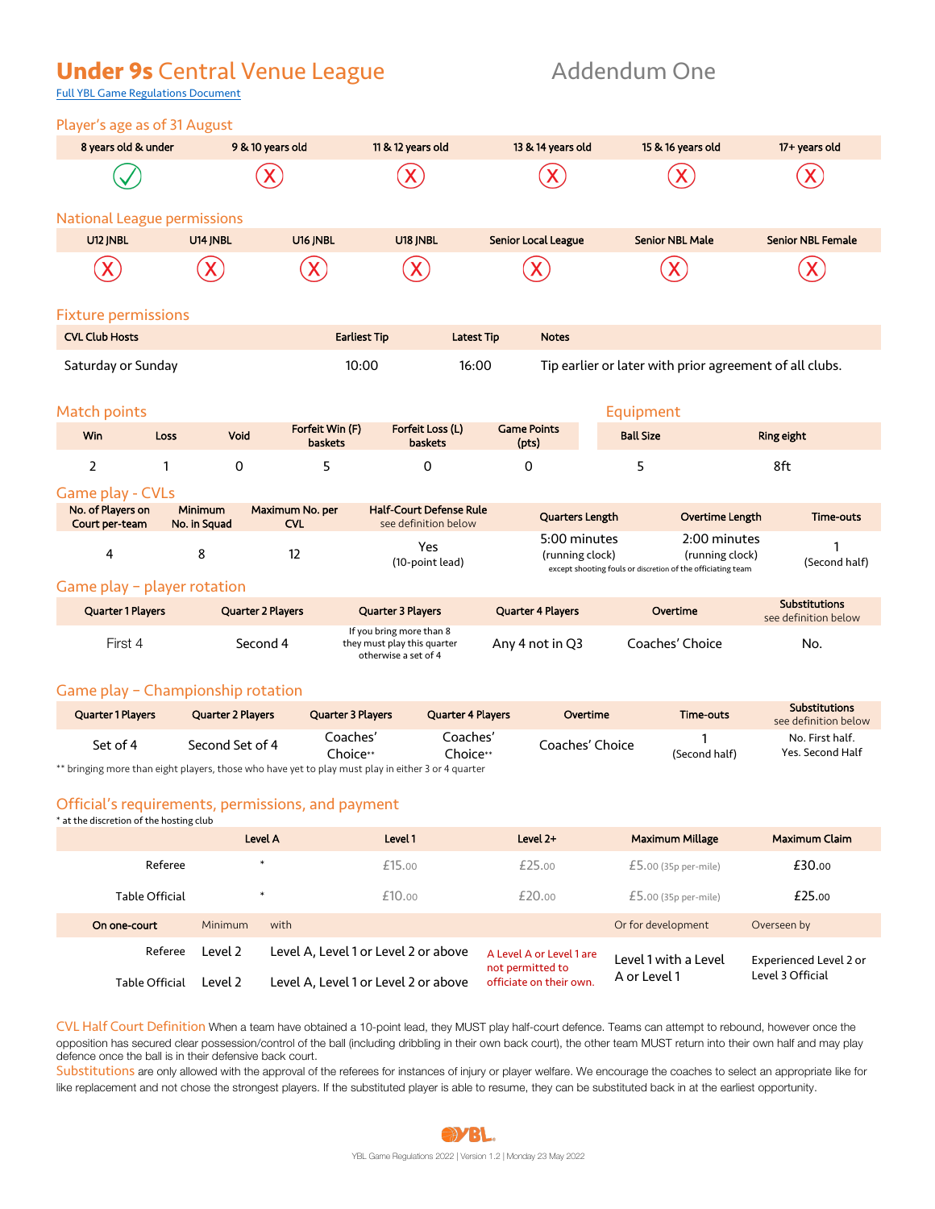# Under 9s Central Venue League

Addendum One

Full YBL Game Regulations Document

## Player's age as of 31 August

| 8 years old & under | 9 & 10 years old | 11 & 12 years old | 13 & 14 years old | 15 & 16 years old | 17+ years old |
|---|---|---|---|---|---|
| ✓ | X | X | X | X | X |

## National League permissions

| U12 JNBL | U14 JNBL | U16 JNBL | U18 JNBL | Senior Local League | Senior NBL Male | Senior NBL Female |
|---|---|---|---|---|---|---|
| X | X | X | X | X | X | X |

## Fixture permissions

| CVL Club Hosts | Earliest Tip | Latest Tip | Notes |
|---|---|---|---|
| Saturday or Sunday | 10:00 | 16:00 | Tip earlier or later with prior agreement of all clubs. |

## Match points

| Win | Loss | Void | Forfeit Win (F) baskets | Forfeit Loss (L) baskets | Game Points (pts) |
|---|---|---|---|---|---|
| 2 | 1 | 0 | 5 | 0 | 0 |

## Equipment

| Ball Size | Ring eight |
|---|---|
| 5 | 8ft |

## Game play - CVLs

| No. of Players on Court per-team | Minimum No. in Squad | Maximum No. per CVL | Half-Court Defense Rule see definition below | Quarters Length | Overtime Length | Time-outs |
|---|---|---|---|---|---|---|
| 4 | 8 | 12 | Yes (10-point lead) | 5:00 minutes (running clock) | 2:00 minutes (running clock) | 1 (Second half) |

except shooting fouls or discretion of the officiating team

## Game play – player rotation

| Quarter 1 Players | Quarter 2 Players | Quarter 3 Players | Quarter 4 Players | Overtime | Substitutions see definition below |
|---|---|---|---|---|---|
| First 4 | Second 4 | If you bring more than 8 they must play this quarter otherwise a set of 4 | Any 4 not in Q3 | Coaches' Choice | No. |

## Game play – Championship rotation

| Quarter 1 Players | Quarter 2 Players | Quarter 3 Players | Quarter 4 Players | Overtime | Time-outs | Substitutions see definition below |
|---|---|---|---|---|---|---|
| Set of 4 | Second Set of 4 | Coaches' Choice** | Coaches' Choice** | Coaches' Choice | 1 (Second half) | No. First half. Yes. Second Half |

** bringing more than eight players, those who have yet to play must play in either 3 or 4 quarter

## Official's requirements, permissions, and payment

* at the discretion of the hosting club

| | Level A | Level 1 | Level 2+ | Maximum Millage | Maximum Claim |
|---|---|---|---|---|---|
| Referee | * | £15.00 | £25.00 | £5.00 (35p per-mile) | £30.00 |
| Table Official | * | £10.00 | £20.00 | £5.00 (35p per-mile) | £25.00 |

| On one-court | Minimum | with | | Or for development | Overseen by |
|---|---|---|---|---|---|
| Referee | Level 2 | Level A, Level 1 or Level 2 or above | A Level A or Level 1 are not permitted to officiate on their own. | Level 1 with a Level A or Level 1 | Experienced Level 2 or Level 3 Official |
| Table Official | Level 2 | Level A, Level 1 or Level 2 or above | | | |

**CVL Half Court Definition** When a team have obtained a 10-point lead, they MUST play half-court defence. Teams can attempt to rebound, however once the opposition has secured clear possession/control of the ball (including dribbling in their own back court), the other team MUST return into their own half and may play defence once the ball is in their defensive back court.

**Substitutions** are only allowed with the approval of the referees for instances of injury or player welfare. We encourage the coaches to select an appropriate like for like replacement and not chose the strongest players. If the substituted player is able to resume, they can be substituted back in at the earliest opportunity.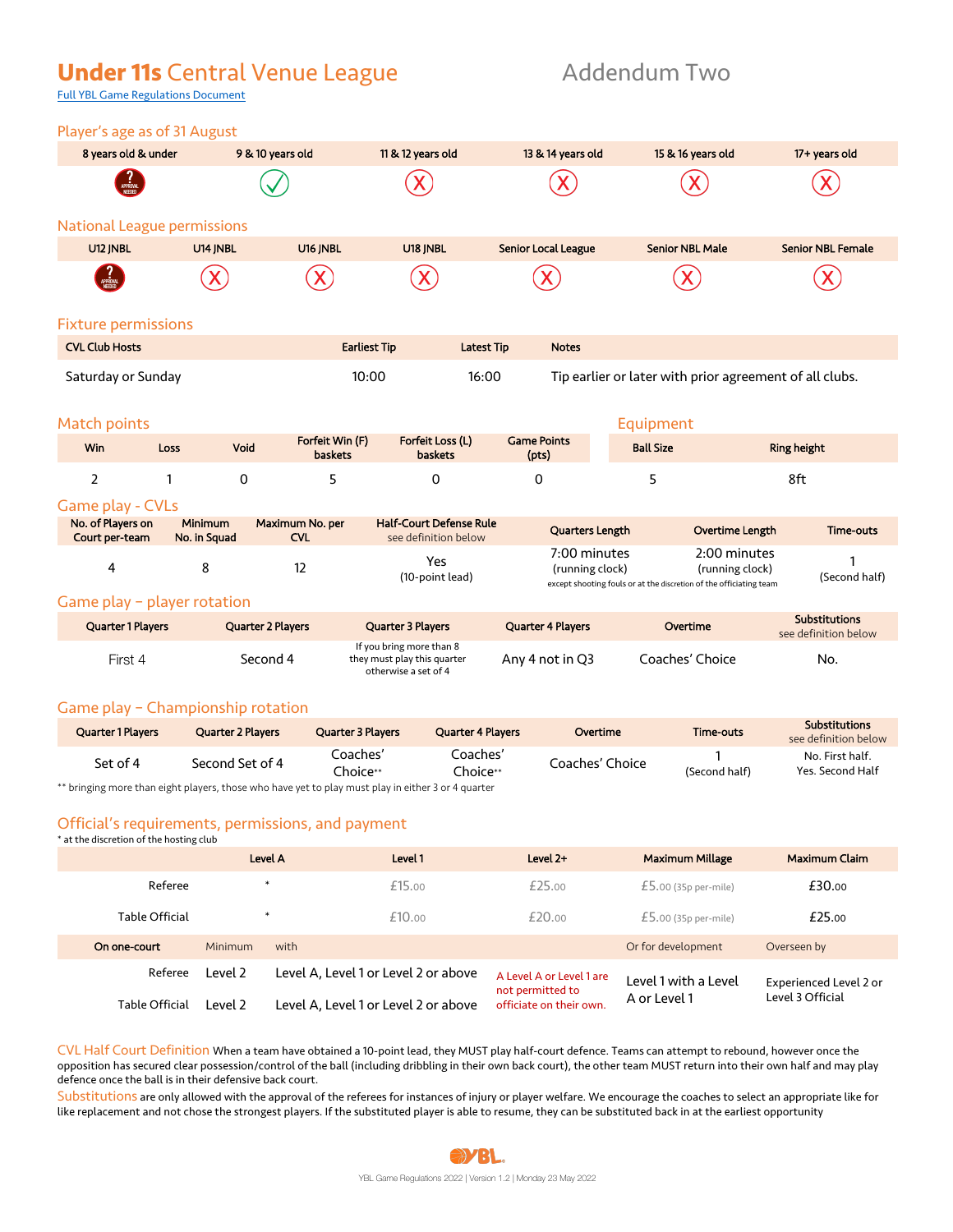# Under 11s Central Venue League

## Addendum Two

[Full YBL Game Regulations Document]

## Player's age as of 31 August

| 8 years old & under | 9 & 10 years old | 11 & 12 years old | 13 & 14 years old | 15 & 16 years old | 17+ years old |
|---|---|---|---|---|---|
| ? APPROVAL NEEDED | ✓ | X | X | X | X |

## National League permissions

| U12 JNBL | U14 JNBL | U16 JNBL | U18 JNBL | Senior Local League | Senior NBL Male | Senior NBL Female |
|---|---|---|---|---|---|---|
| ? APPROVAL NEEDED | X | X | X | X | X | X |

## Fixture permissions

| CVL Club Hosts | Earliest Tip | Latest Tip | Notes |
|---|---|---|---|
| Saturday or Sunday | 10:00 | 16:00 | Tip earlier or later with prior agreement of all clubs. |

## Match points

| Win | Loss | Void | Forfeit Win (F) baskets | Forfeit Loss (L) baskets | Game Points (pts) |
|---|---|---|---|---|---|
| 2 | 1 | 0 | 5 | 0 | 0 |

## Equipment

| Ball Size | Ring height |
|---|---|
| 5 | 8ft |

## Game play - CVLs

| No. of Players on Court per-team | Minimum No. in Squad | Maximum No. per CVL | Half-Court Defense Rule see definition below | Quarters Length | Overtime Length | Time-outs |
|---|---|---|---|---|---|---|
| 4 | 8 | 12 | Yes (10-point lead) | 7:00 minutes (running clock) | 2:00 minutes (running clock) | 1 (Second half) |

except shooting fouls or at the discretion of the officiating team

## Game play – player rotation

| Quarter 1 Players | Quarter 2 Players | Quarter 3 Players | Quarter 4 Players | Overtime | Substitutions see definition below |
|---|---|---|---|---|---|
| First 4 | Second 4 | If you bring more than 8 they must play this quarter otherwise a set of 4 | Any 4 not in Q3 | Coaches' Choice | No. |

## Game play – Championship rotation

| Quarter 1 Players | Quarter 2 Players | Quarter 3 Players | Quarter 4 Players | Overtime | Time-outs | Substitutions see definition below |
|---|---|---|---|---|---|---|
| Set of 4 | Second Set of 4 | Coaches' Choice** | Coaches' Choice** | Coaches' Choice | 1 (Second half) | No. First half. Yes. Second Half |

** bringing more than eight players, those who have yet to play must play in either 3 or 4 quarter

## Official's requirements, permissions, and payment

* at the discretion of the hosting club

| | Level A | Level 1 | Level 2+ | Maximum Millage | Maximum Claim |
|---|---|---|---|---|---|
| Referee | * | £15.00 | £25.00 | £5.00 (35p per-mile) | £30.00 |
| Table Official | * | £10.00 | £20.00 | £5.00 (35p per-mile) | £25.00 |

| On one-court | Minimum | with | | Or for development | Overseen by |
|---|---|---|---|---|---|
| Referee | Level 2 | Level A, Level 1 or Level 2 or above | A Level A or Level 1 are not permitted to officiate on their own. | Level 1 with a Level A or Level 1 | Experienced Level 2 or Level 3 Official |
| Table Official | Level 2 | Level A, Level 1 or Level 2 or above | | | |

**CVL Half Court Definition** When a team have obtained a 10-point lead, they MUST play half-court defence. Teams can attempt to rebound, however once the opposition has secured clear possession/control of the ball (including dribbling in their own back court), the other team MUST return into their own half and may play defence once the ball is in their defensive back court.

**Substitutions** are only allowed with the approval of the referees for instances of injury or player welfare. We encourage the coaches to select an appropriate like for like replacement and not chose the strongest players. If the substituted player is able to resume, they can be substituted back in at the earliest opportunity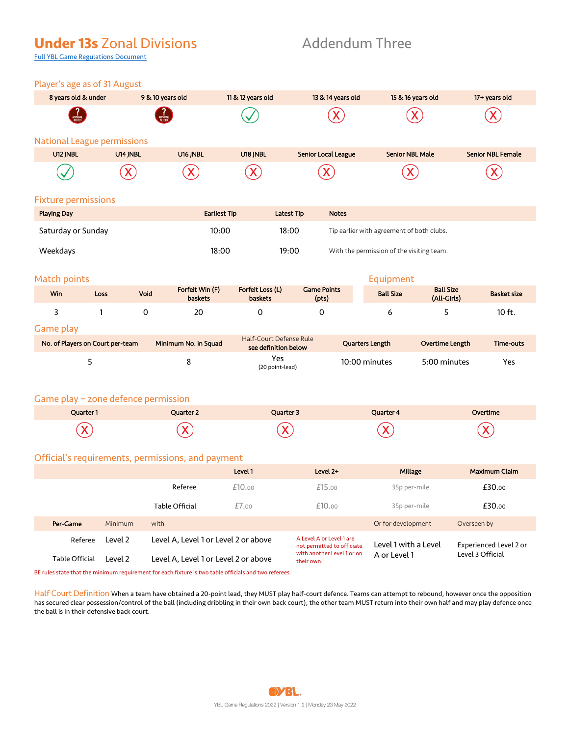# Under 13s Zonal Divisions

Addendum Three

[Full YBL Game Regulations Document]

## Player's age as of 31 August

| 8 years old & under | 9 & 10 years old | 11 & 12 years old | 13 & 14 years old | 15 & 16 years old | 17+ years old |
|---|---|---|---|---|---|
| ? APPROVAL NEEDED | ? APPROVAL NEEDED | ✓ | X | X | X |

## National League permissions

| U12 JNBL | U14 JNBL | U16 JNBL | U18 JNBL | Senior Local League | Senior NBL Male | Senior NBL Female |
|---|---|---|---|---|---|---|
| ✓ | X | X | X | X | X | X |

## Fixture permissions

| Playing Day | Earliest Tip | Latest Tip | Notes |
|---|---|---|---|
| Saturday or Sunday | 10:00 | 18:00 | Tip earlier with agreement of both clubs. |
| Weekdays | 18:00 | 19:00 | With the permission of the visiting team. |

## Match points

| Win | Loss | Void | Forfeit Win (F) baskets | Forfeit Loss (L) baskets | Game Points (pts) |
|---|---|---|---|---|---|
| 3 | 1 | 0 | 20 | 0 | 0 |

## Equipment

| Ball Size | Ball Size (All-Girls) | Basket size |
|---|---|---|
| 6 | 5 | 10 ft. |

## Game play

| No. of Players on Court per-team | Minimum No. in Squad | Half-Court Defense Rule see definition below | Quarters Length | Overtime Length | Time-outs |
|---|---|---|---|---|---|
| 5 | 8 | Yes (20 point-lead) | 10:00 minutes | 5:00 minutes | Yes |

## Game play – zone defence permission

| Quarter 1 | Quarter 2 | Quarter 3 | Quarter 4 | Overtime |
|---|---|---|---|---|
| X | X | X | X | X |

## Official's requirements, permissions, and payment

| | Level 1 | Level 2+ | Millage | Maximum Claim |
|---|---|---|---|---|
| Referee | £10.00 | £15.00 | 35p per-mile | £30.00 |
| Table Official | £7.00 | £10.00 | 35p per-mile | £30.00 |

| Per-Game | Minimum | with | | Or for development | Overseen by |
|---|---|---|---|---|---|
| Referee | Level 2 | Level A, Level 1 or Level 2 or above | A Level A or Level 1 are not permitted to officiate with another Level 1 or on their own. | Level 1 with a Level A or Level 1 | Experienced Level 2 or Level 3 Official |
| Table Official | Level 2 | Level A, Level 1 or Level 2 or above | | | |

BE rules state that the minimum requirement for each fixture is two table officials and two referees.

**Half Court Definition** When a team have obtained a 20-point lead, they MUST play half-court defence. Teams can attempt to rebound, however once the opposition has secured clear possession/control of the ball (including dribbling in their own back court), the other team MUST return into their own half and may play defence once the ball is in their defensive back court.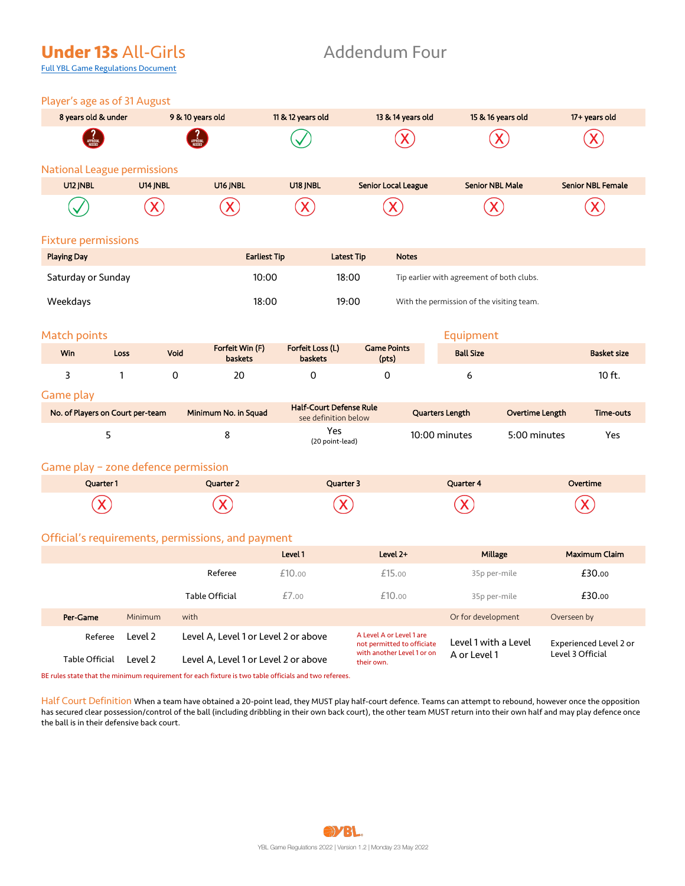# Under 13s All-Girls

## Addendum Four

[Full YBL Game Regulations Document]

### Player's age as of 31 August

| 8 years old & under | 9 & 10 years old | 11 & 12 years old | 13 & 14 years old | 15 & 16 years old | 17+ years old |
|---|---|---|---|---|---|
| ? APPROVAL NEEDED | ? APPROVAL NEEDED | ✓ | X | X | X |

### National League permissions

| U12 JNBL | U14 JNBL | U16 JNBL | U18 JNBL | Senior Local League | Senior NBL Male | Senior NBL Female |
|---|---|---|---|---|---|---|
| ✓ | X | X | X | X | X | X |

### Fixture permissions

| Playing Day | Earliest Tip | Latest Tip | Notes |
|---|---|---|---|
| Saturday or Sunday | 10:00 | 18:00 | Tip earlier with agreement of both clubs. |
| Weekdays | 18:00 | 19:00 | With the permission of the visiting team. |

### Match points

| Win | Loss | Void | Forfeit Win (F) baskets | Forfeit Loss (L) baskets | Game Points (pts) |
|---|---|---|---|---|---|
| 3 | 1 | 0 | 20 | 0 | 0 |

### Equipment

| Ball Size | Basket size |
|---|---|
| 6 | 10 ft. |

### Game play

| No. of Players on Court per-team | Minimum No. in Squad | Half-Court Defense Rule see definition below | Quarters Length | Overtime Length | Time-outs |
|---|---|---|---|---|---|
| 5 | 8 | Yes (20 point-lead) | 10:00 minutes | 5:00 minutes | Yes |

### Game play – zone defence permission

| Quarter 1 | Quarter 2 | Quarter 3 | Quarter 4 | Overtime |
|---|---|---|---|---|
| X | X | X | X | X |

### Official's requirements, permissions, and payment

| | Level 1 | Level 2+ | Millage | Maximum Claim |
|---|---|---|---|---|
| Referee | £10.00 | £15.00 | 35p per-mile | £30.00 |
| Table Official | £7.00 | £10.00 | 35p per-mile | £30.00 |

| Per-Game | Minimum | with | | Or for development | Overseen by |
|---|---|---|---|---|---|
| Referee | Level 2 | Level A, Level 1 or Level 2 or above | A Level A or Level 1 are not permitted to officiate with another Level 1 or on their own. | Level 1 with a Level A or Level 1 | Experienced Level 2 or Level 3 Official |
| Table Official | Level 2 | Level A, Level 1 or Level 2 or above | | | |

BE rules state that the minimum requirement for each fixture is two table officials and two referees.

**Half Court Definition** When a team have obtained a 20-point lead, they MUST play half-court defence. Teams can attempt to rebound, however once the opposition has secured clear possession/control of the ball (including dribbling in their own back court), the other team MUST return into their own half and may play defence once the ball is in their defensive back court.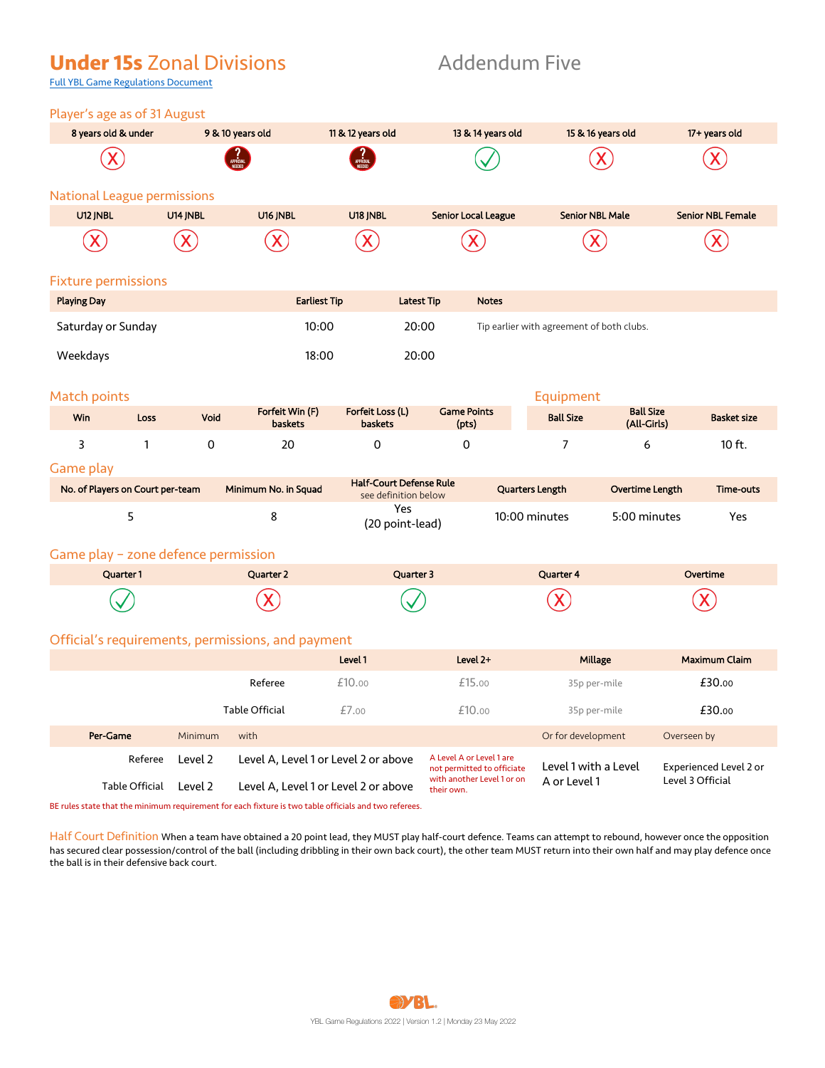# **Under 15s** Zonal Divisions

Addendum Five

[Full YBL Game Regulations Document]

## Player's age as of 31 August

| 8 years old & under | 9 & 10 years old | 11 & 12 years old | 13 & 14 years old | 15 & 16 years old | 17+ years old |
|---|---|---|---|---|---|
| X | ? APPROVAL NEEDED | ? APPROVAL NEEDED | ✓ | X | X |

## National League permissions

| U12 JNBL | U14 JNBL | U16 JNBL | U18 JNBL | Senior Local League | Senior NBL Male | Senior NBL Female |
|---|---|---|---|---|---|---|
| X | X | X | X | X | X | X |

## Fixture permissions

| Playing Day | Earliest Tip | Latest Tip | Notes |
|---|---|---|---|
| Saturday or Sunday | 10:00 | 20:00 | Tip earlier with agreement of both clubs. |
| Weekdays | 18:00 | 20:00 | |

## Match points

| Win | Loss | Void | Forfeit Win (F) baskets | Forfeit Loss (L) baskets | Game Points (pts) |
|---|---|---|---|---|---|
| 3 | 1 | 0 | 20 | 0 | 0 |

## Equipment

| Ball Size | Ball Size (All-Girls) | Basket size |
|---|---|---|
| 7 | 6 | 10 ft. |

## Game play

| No. of Players on Court per-team | Minimum No. in Squad | Half-Court Defense Rule see definition below | Quarters Length | Overtime Length | Time-outs |
|---|---|---|---|---|---|
| 5 | 8 | Yes (20 point-lead) | 10:00 minutes | 5:00 minutes | Yes |

## Game play – zone defence permission

| Quarter 1 | Quarter 2 | Quarter 3 | Quarter 4 | Overtime |
|---|---|---|---|---|
| ✓ | X | ✓ | X | X |

## Official's requirements, permissions, and payment

| | Level 1 | Level 2+ | Millage | Maximum Claim |
|---|---|---|---|---|
| Referee | £10.00 | £15.00 | 35p per-mile | £30.00 |
| Table Official | £7.00 | £10.00 | 35p per-mile | £30.00 |

| Per-Game | Minimum | with | | Or for development | Overseen by |
|---|---|---|---|---|---|
| Referee | Level 2 | Level A, Level 1 or Level 2 or above | A Level A or Level 1 are not permitted to officiate with another Level 1 or on their own. | Level 1 with a Level A or Level 1 | Experienced Level 2 or Level 3 Official |
| Table Official | Level 2 | Level A, Level 1 or Level 2 or above | | | |

BE rules state that the minimum requirement for each fixture is two table officials and two referees.

**Half Court Definition** When a team have obtained a 20 point lead, they MUST play half-court defence. Teams can attempt to rebound, however once the opposition has secured clear possession/control of the ball (including dribbling in their own back court), the other team MUST return into their own half and may play defence once the ball is in their defensive back court.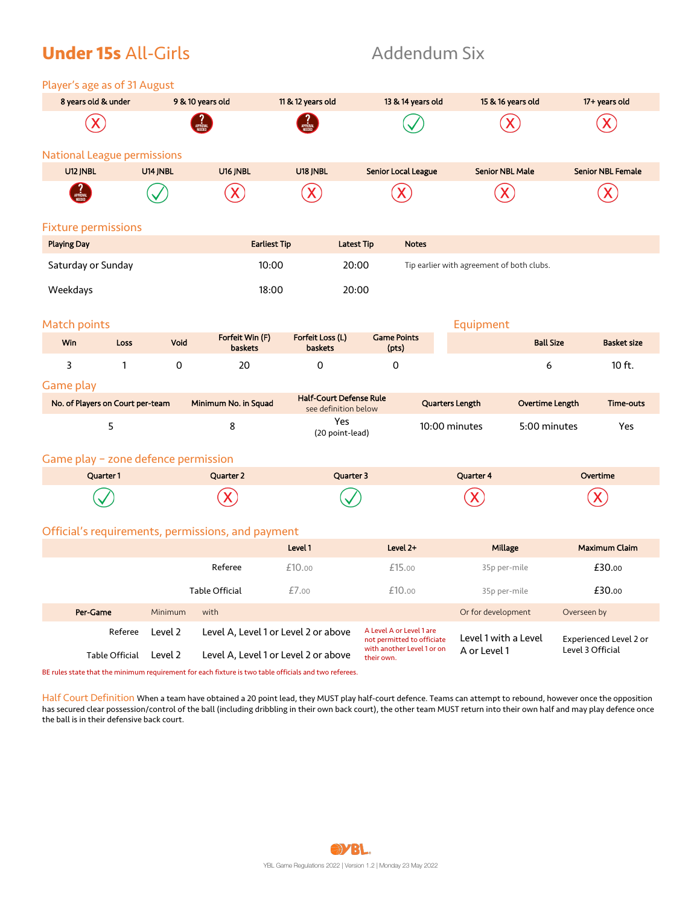# **Under 15s** All-Girls

Addendum Six

## Player's age as of 31 August

| 8 years old & under | 9 & 10 years old | 11 & 12 years old | 13 & 14 years old | 15 & 16 years old | 17+ years old |
|---|---|---|---|---|---|
| ✗ | ? APPROVAL NEEDED | ? APPROVAL NEEDED | ✓ | ✗ | ✗ |

## National League permissions

| U12 JNBL | U14 JNBL | U16 JNBL | U18 JNBL | Senior Local League | Senior NBL Male | Senior NBL Female |
|---|---|---|---|---|---|---|
| ? APPROVAL NEEDED | ✓ | ✗ | ✗ | ✗ | ✗ | ✗ |

## Fixture permissions

| Playing Day | Earliest Tip | Latest Tip | Notes |
|---|---|---|---|
| Saturday or Sunday | 10:00 | 20:00 | Tip earlier with agreement of both clubs. |
| Weekdays | 18:00 | 20:00 | |

## Match points

| Win | Loss | Void | Forfeit Win (F) baskets | Forfeit Loss (L) baskets | Game Points (pts) |
|---|---|---|---|---|---|
| 3 | 1 | 0 | 20 | 0 | 0 |

## Equipment

| Ball Size | Basket size |
|---|---|
| 6 | 10 ft. |

## Game play

| No. of Players on Court per-team | Minimum No. in Squad | Half-Court Defense Rule see definition below | Quarters Length | Overtime Length | Time-outs |
|---|---|---|---|---|---|
| 5 | 8 | Yes (20 point-lead) | 10:00 minutes | 5:00 minutes | Yes |

## Game play – zone defence permission

| Quarter 1 | Quarter 2 | Quarter 3 | Quarter 4 | Overtime |
|---|---|---|---|---|
| ✓ | ✗ | ✓ | ✗ | ✗ |

## Official's requirements, permissions, and payment

| | Level 1 | Level 2+ | Millage | Maximum Claim |
|---|---|---|---|---|
| Referee | £10.00 | £15.00 | 35p per-mile | £30.00 |
| Table Official | £7.00 | £10.00 | 35p per-mile | £30.00 |

| Per-Game | Minimum | with | | Or for development | Overseen by |
|---|---|---|---|---|---|
| Referee | Level 2 | Level A, Level 1 or Level 2 or above | A Level A or Level 1 are not permitted to officiate with another Level 1 or on their own. | Level 1 with a Level A or Level 1 | Experienced Level 2 or Level 3 Official |
| Table Official | Level 2 | Level A, Level 1 or Level 2 or above | | | |

BE rules state that the minimum requirement for each fixture is two table officials and two referees.

**Half Court Definition** When a team have obtained a 20 point lead, they MUST play half-court defence. Teams can attempt to rebound, however once the opposition has secured clear possession/control of the ball (including dribbling in their own back court), the other team MUST return into their own half and may play defence once the ball is in their defensive back court.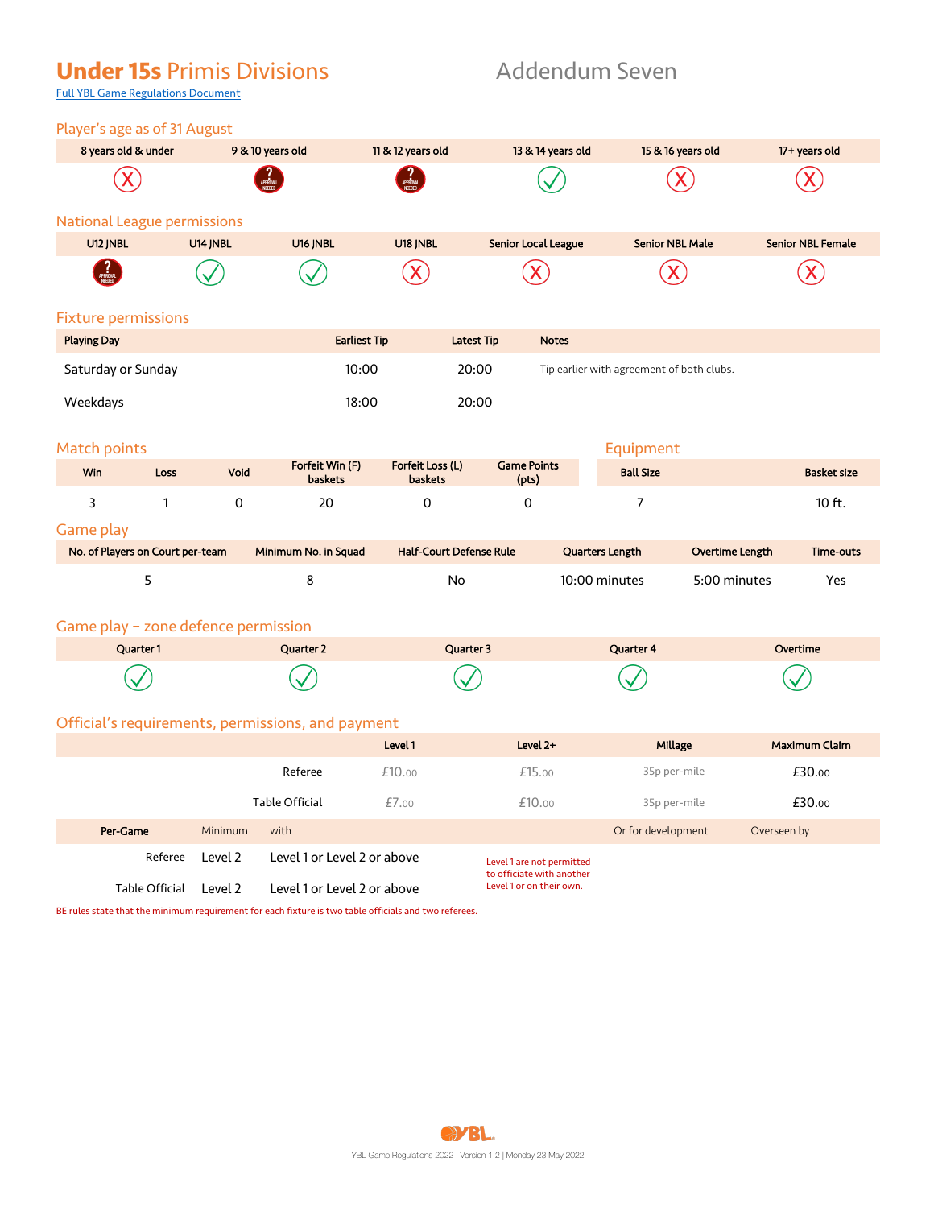# Under 15s Primis Divisions

Addendum Seven

[Full YBL Game Regulations Document]

## Player's age as of 31 August

| 8 years old & under | 9 & 10 years old | 11 & 12 years old | 13 & 14 years old | 15 & 16 years old | 17+ years old |
|---|---|---|---|---|---|
| X | ? APPROVAL NEEDED | ? APPROVAL NEEDED | ✓ | X | X |

## National League permissions

| U12 JNBL | U14 JNBL | U16 JNBL | U18 JNBL | Senior Local League | Senior NBL Male | Senior NBL Female |
|---|---|---|---|---|---|---|
| ? APPROVAL NEEDED | ✓ | ✓ | X | X | X | X |

## Fixture permissions

| Playing Day | Earliest Tip | Latest Tip | Notes |
|---|---|---|---|
| Saturday or Sunday | 10:00 | 20:00 | Tip earlier with agreement of both clubs. |
| Weekdays | 18:00 | 20:00 | |

## Match points

| Win | Loss | Void | Forfeit Win (F) baskets | Forfeit Loss (L) baskets | Game Points (pts) |
|---|---|---|---|---|---|
| 3 | 1 | 0 | 20 | 0 | 0 |

## Equipment

| Ball Size | Basket size |
|---|---|
| 7 | 10 ft. |

## Game play

| No. of Players on Court per-team | Minimum No. in Squad | Half-Court Defense Rule | Quarters Length | Overtime Length | Time-outs |
|---|---|---|---|---|---|
| 5 | 8 | No | 10:00 minutes | 5:00 minutes | Yes |

## Game play – zone defence permission

| Quarter 1 | Quarter 2 | Quarter 3 | Quarter 4 | Overtime |
|---|---|---|---|---|
| ✓ | ✓ | ✓ | ✓ | ✓ |

## Official's requirements, permissions, and payment

| | Level 1 | Level 2+ | Millage | Maximum Claim |
|---|---|---|---|---|
| Referee | £10.00 | £15.00 | 35p per-mile | £30.00 |
| Table Official | £7.00 | £10.00 | 35p per-mile | £30.00 |

| Per-Game | Minimum | with | | Or for development | Overseen by |
|---|---|---|---|---|---|
| Referee | Level 2 | Level 1 or Level 2 or above | Level 1 are not permitted to officiate with another Level 1 or on their own. | | |
| Table Official | Level 2 | Level 1 or Level 2 or above | | | |

BE rules state that the minimum requirement for each fixture is two table officials and two referees.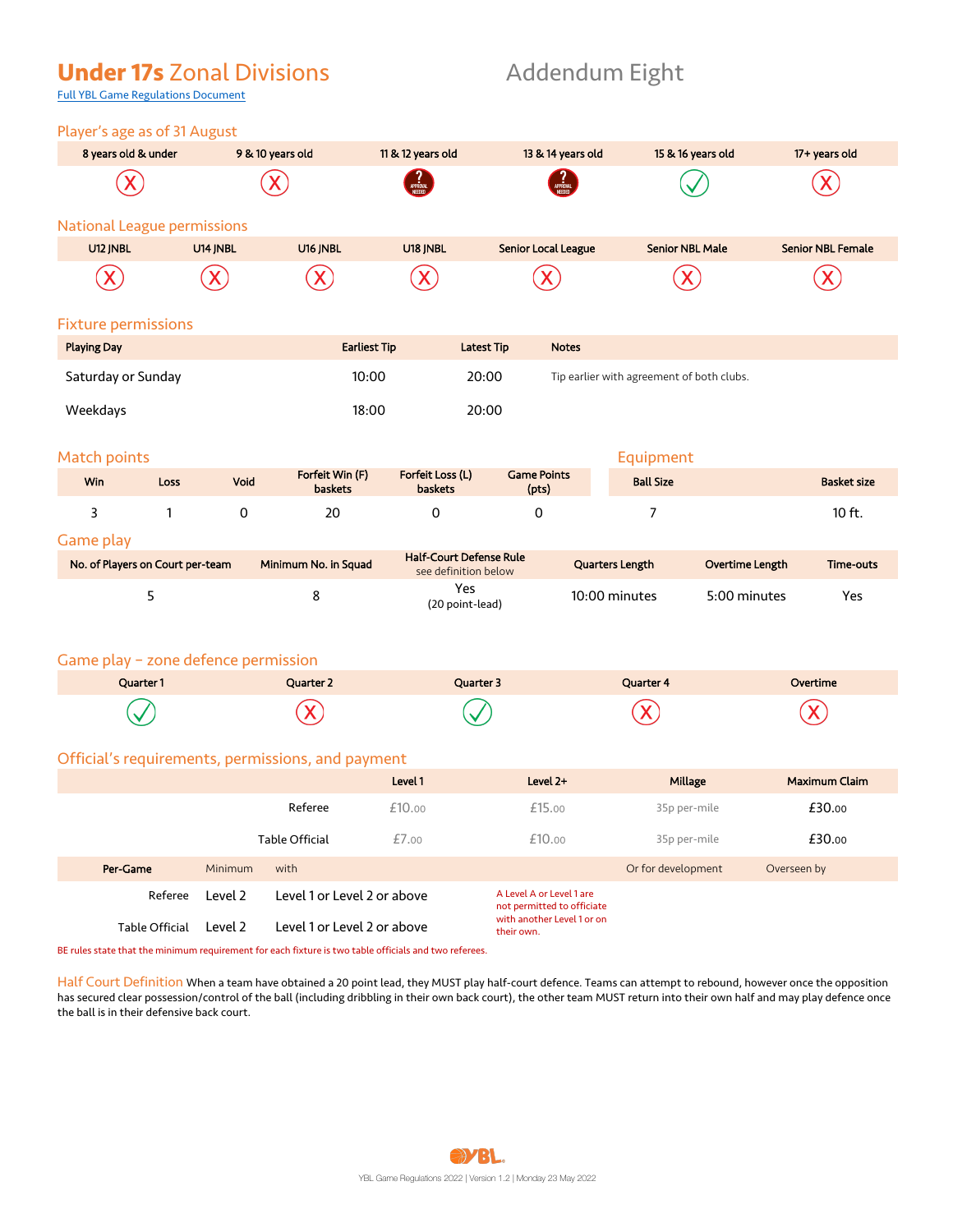# **Under 17s** Zonal Divisions

## Addendum Eight

[Full YBL Game Regulations Document]

### Player's age as of 31 August

| 8 years old & under | 9 & 10 years old | 11 & 12 years old | 13 & 14 years old | 15 & 16 years old | 17+ years old |
|---|---|---|---|---|---|
| ✗ | ✗ | ? APPROVAL NEEDED | ? APPROVAL NEEDED | ✓ | ✗ |

### National League permissions

| U12 JNBL | U14 JNBL | U16 JNBL | U18 JNBL | Senior Local League | Senior NBL Male | Senior NBL Female |
|---|---|---|---|---|---|---|
| ✗ | ✗ | ✗ | ✗ | ✗ | ✗ | ✗ |

### Fixture permissions

| Playing Day | Earliest Tip | Latest Tip | Notes |
|---|---|---|---|
| Saturday or Sunday | 10:00 | 20:00 | Tip earlier with agreement of both clubs. |
| Weekdays | 18:00 | 20:00 | |

### Match points

| Win | Loss | Void | Forfeit Win (F) baskets | Forfeit Loss (L) baskets | Game Points (pts) |
|---|---|---|---|---|---|
| 3 | 1 | 0 | 20 | 0 | 0 |

### Equipment

| Ball Size | Basket size |
|---|---|
| 7 | 10 ft. |

### Game play

| No. of Players on Court per-team | Minimum No. in Squad | Half-Court Defense Rule see definition below | Quarters Length | Overtime Length | Time-outs |
|---|---|---|---|---|---|
| 5 | 8 | Yes (20 point-lead) | 10:00 minutes | 5:00 minutes | Yes |

### Game play – zone defence permission

| Quarter 1 | Quarter 2 | Quarter 3 | Quarter 4 | Overtime |
|---|---|---|---|---|
| ✓ | ✗ | ✓ | ✗ | ✗ |

### Official's requirements, permissions, and payment

| | Level 1 | Level 2+ | Millage | Maximum Claim |
|---|---|---|---|---|
| Referee | £10.00 | £15.00 | 35p per-mile | £30.00 |
| Table Official | £7.00 | £10.00 | 35p per-mile | £30.00 |

| Per-Game | Minimum | with | | Or for development | Overseen by |
|---|---|---|---|---|---|
| Referee | Level 2 | Level 1 or Level 2 or above | A Level A or Level 1 are not permitted to officiate with another Level 1 or on their own. | | |
| Table Official | Level 2 | Level 1 or Level 2 or above | | | |

BE rules state that the minimum requirement for each fixture is two table officials and two referees.

**Half Court Definition** When a team have obtained a 20 point lead, they MUST play half-court defence. Teams can attempt to rebound, however once the opposition has secured clear possession/control of the ball (including dribbling in their own back court), the other team MUST return into their own half and may play defence once the ball is in their defensive back court.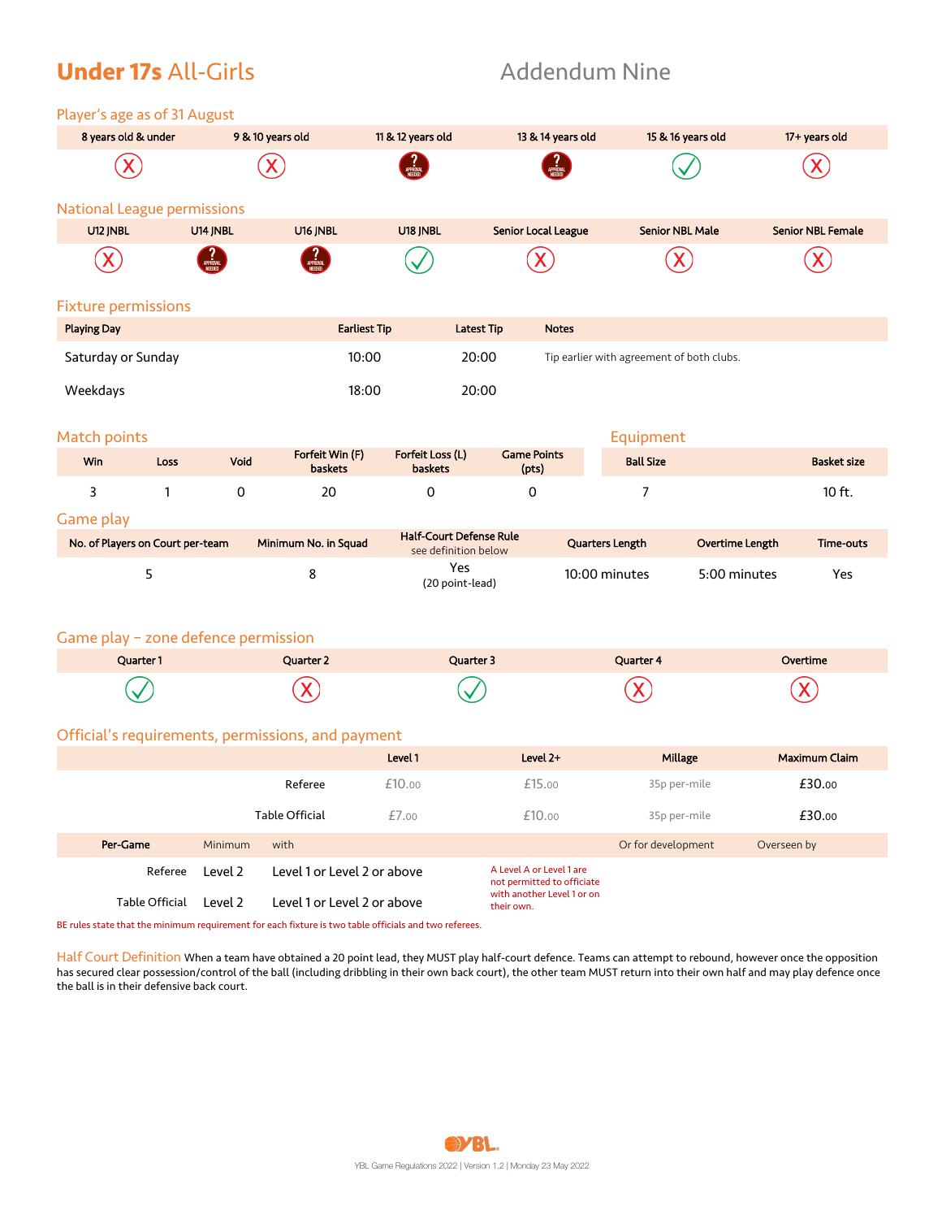# Under 17s All-Girls

Addendum Nine

## Player's age as of 31 August

| 8 years old & under | 9 & 10 years old | 11 & 12 years old | 13 & 14 years old | 15 & 16 years old | 17+ years old |
|---|---|---|---|---|---|
| ✗ | ✗ | ? APPROVAL NEEDED | ? APPROVAL NEEDED | ✓ | ✗ |

## National League permissions

| U12 JNBL | U14 JNBL | U16 JNBL | U18 JNBL | Senior Local League | Senior NBL Male | Senior NBL Female |
|---|---|---|---|---|---|---|
| ✗ | ? APPROVAL NEEDED | ? APPROVAL NEEDED | ✓ | ✗ | ✗ | ✗ |

## Fixture permissions

| Playing Day | Earliest Tip | Latest Tip | Notes |
|---|---|---|---|
| Saturday or Sunday | 10:00 | 20:00 | Tip earlier with agreement of both clubs. |
| Weekdays | 18:00 | 20:00 | |

## Match points

| Win | Loss | Void | Forfeit Win (F) baskets | Forfeit Loss (L) baskets | Game Points (pts) |
|---|---|---|---|---|---|
| 3 | 1 | 0 | 20 | 0 | 0 |

## Equipment

| Ball Size | Basket size |
|---|---|
| 7 | 10 ft. |

## Game play

| No. of Players on Court per-team | Minimum No. in Squad | Half-Court Defense Rule see definition below | Quarters Length | Overtime Length | Time-outs |
|---|---|---|---|---|---|
| 5 | 8 | Yes (20 point-lead) | 10:00 minutes | 5:00 minutes | Yes |

## Game play – zone defence permission

| Quarter 1 | Quarter 2 | Quarter 3 | Quarter 4 | Overtime |
|---|---|---|---|---|
| ✓ | ✗ | ✓ | ✗ | ✗ |

## Official's requirements, permissions, and payment

| | Level 1 | Level 2+ | Millage | Maximum Claim |
|---|---|---|---|---|
| Referee | £10.00 | £15.00 | 35p per-mile | £30.00 |
| Table Official | £7.00 | £10.00 | 35p per-mile | £30.00 |

| Per-Game | Minimum | with | | Or for development | Overseen by |
|---|---|---|---|---|---|
| Referee | Level 2 | Level 1 or Level 2 or above | A Level A or Level 1 are not permitted to officiate with another Level 1 or on their own. | | |
| Table Official | Level 2 | Level 1 or Level 2 or above | | | |

BE rules state that the minimum requirement for each fixture is two table officials and two referees.

**Half Court Definition** When a team have obtained a 20 point lead, they MUST play half-court defence. Teams can attempt to rebound, however once the opposition has secured clear possession/control of the ball (including dribbling in their own back court), the other team MUST return into their own half and may play defence once the ball is in their defensive back court.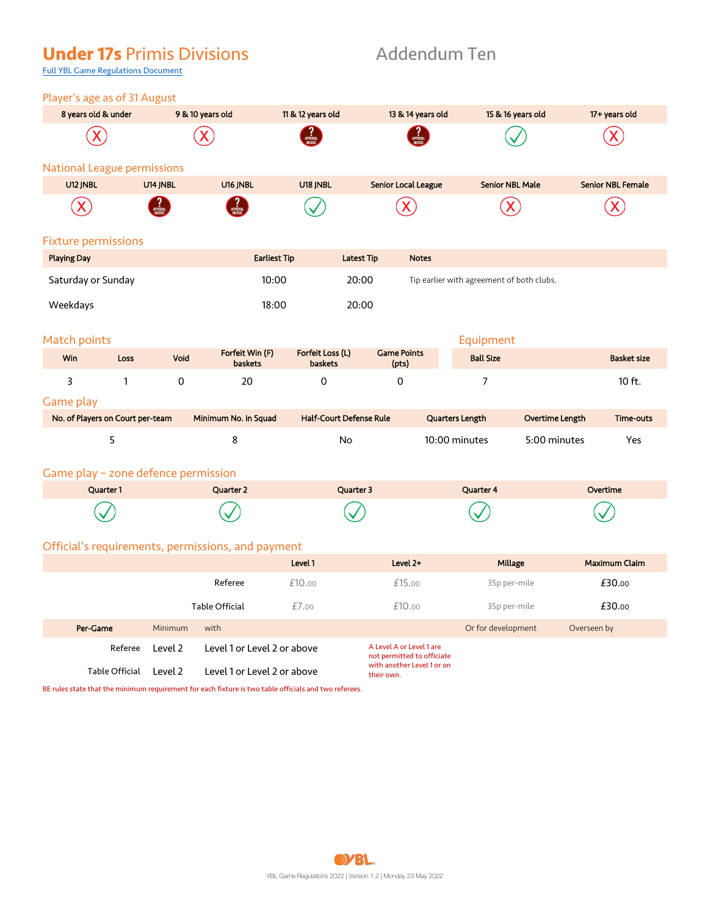# Under 17s Primis Divisions

# Addendum Ten

Full YBL Game Regulations Document

## Player's age as of 31 August

| 8 years old & under | 9 & 10 years old | 11 & 12 years old | 13 & 14 years old | 15 & 16 years old | 17+ years old |
|---|---|---|---|---|---|
| X | X | ? APPROVAL NEEDED | ? APPROVAL NEEDED | ✓ | X |

## National League permissions

| U12 JNBL | U14 JNBL | U16 JNBL | U18 JNBL | Senior Local League | Senior NBL Male | Senior NBL Female |
|---|---|---|---|---|---|---|
| X | ? APPROVAL NEEDED | ? APPROVAL NEEDED | ✓ | X | X | X |

## Fixture permissions

| Playing Day | Earliest Tip | Latest Tip | Notes |
|---|---|---|---|
| Saturday or Sunday | 10:00 | 20:00 | Tip earlier with agreement of both clubs. |
| Weekdays | 18:00 | 20:00 | |

## Match points

| Win | Loss | Void | Forfeit Win (F) baskets | Forfeit Loss (L) baskets | Game Points (pts) |
|---|---|---|---|---|---|
| 3 | 1 | 0 | 20 | 0 | 0 |

## Equipment

| Ball Size | Basket size |
|---|---|
| 7 | 10 ft. |

## Game play

| No. of Players on Court per-team | Minimum No. in Squad | Half-Court Defense Rule | Quarters Length | Overtime Length | Time-outs |
|---|---|---|---|---|---|
| 5 | 8 | No | 10:00 minutes | 5:00 minutes | Yes |

## Game play – zone defence permission

| Quarter 1 | Quarter 2 | Quarter 3 | Quarter 4 | Overtime |
|---|---|---|---|---|
| ✓ | ✓ | ✓ | ✓ | ✓ |

## Official's requirements, permissions, and payment

| | Level 1 | Level 2+ | Millage | Maximum Claim |
|---|---|---|---|---|
| Referee | £10.00 | £15.00 | 35p per-mile | £30.00 |
| Table Official | £7.00 | £10.00 | 35p per-mile | £30.00 |

| Per-Game | Minimum | with | Or for development | Overseen by |
|---|---|---|---|---|
| Referee | Level 2 | Level 1 or Level 2 or above | A Level A or Level 1 are not permitted to officiate with another Level 1 or on their own. | |
| Table Official | Level 2 | Level 1 or Level 2 or above | | |

BE rules state that the minimum requirement for each fixture is two table officials and two referees.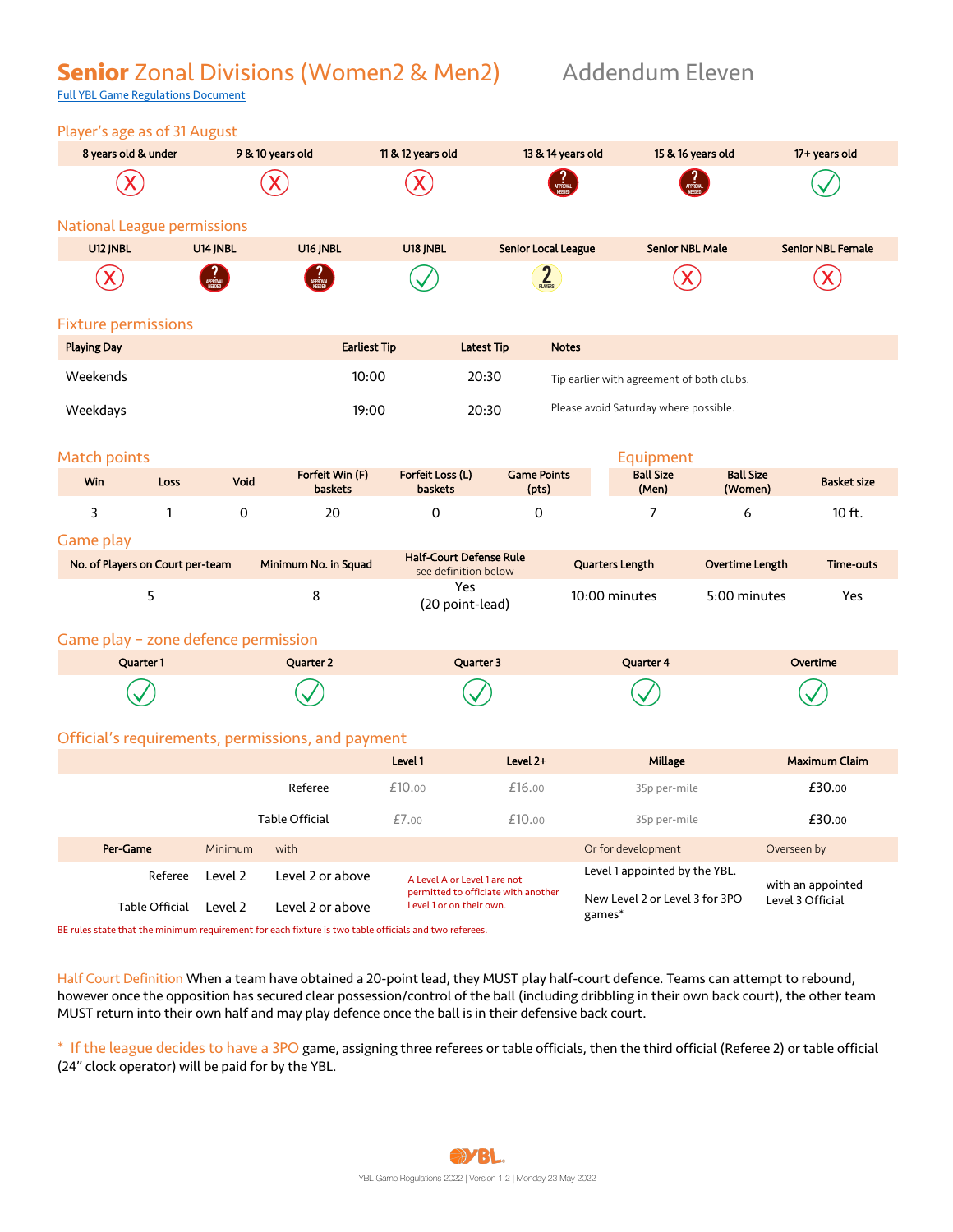# **Senior** Zonal Divisions (Women2 & Men2) Addendum Eleven

[Full YBL Game Regulations Document]

## Player's age as of 31 August

| 8 years old & under | 9 & 10 years old | 11 & 12 years old | 13 & 14 years old | 15 & 16 years old | 17+ years old |
|---|---|---|---|---|---|
| ✗ | ✗ | ✗ | ? APPROVAL NEEDED | ? APPROVAL NEEDED | ✓ |

## National League permissions

| U12 JNBL | U14 JNBL | U16 JNBL | U18 JNBL | Senior Local League | Senior NBL Male | Senior NBL Female |
|---|---|---|---|---|---|---|
| ✗ | ? APPROVAL NEEDED | ? APPROVAL NEEDED | ✓ | 2 PLAYERS | ✗ | ✗ |

## Fixture permissions

| Playing Day | Earliest Tip | Latest Tip | Notes |
|---|---|---|---|
| Weekends | 10:00 | 20:30 | Tip earlier with agreement of both clubs. |
| Weekdays | 19:00 | 20:30 | Please avoid Saturday where possible. |

## Match points

| Win | Loss | Void | Forfeit Win (F) baskets | Forfeit Loss (L) baskets | Game Points (pts) |
|---|---|---|---|---|---|
| 3 | 1 | 0 | 20 | 0 | 0 |

## Equipment

| Ball Size (Men) | Ball Size (Women) | Basket size |
|---|---|---|
| 7 | 6 | 10 ft. |

## Game play

| No. of Players on Court per-team | Minimum No. in Squad | Half-Court Defense Rule see definition below | Quarters Length | Overtime Length | Time-outs |
|---|---|---|---|---|---|
| 5 | 8 | Yes (20 point-lead) | 10:00 minutes | 5:00 minutes | Yes |

## Game play – zone defence permission

| Quarter 1 | Quarter 2 | Quarter 3 | Quarter 4 | Overtime |
|---|---|---|---|---|
| ✓ | ✓ | ✓ | ✓ | ✓ |

## Official's requirements, permissions, and payment

| | Level 1 | Level 2+ | Millage | Maximum Claim |
|---|---|---|---|---|
| Referee | £10.00 | £16.00 | 35p per-mile | £30.00 |
| Table Official | £7.00 | £10.00 | 35p per-mile | £30.00 |

| Per-Game | Minimum | with | | Or for development | Overseen by |
|---|---|---|---|---|---|
| Referee | Level 2 | Level 2 or above | A Level A or Level 1 are not permitted to officiate with another Level 1 or on their own. | Level 1 appointed by the YBL. | with an appointed Level 3 Official |
| Table Official | Level 2 | Level 2 or above | | New Level 2 or Level 3 for 3PO games* | |

BE rules state that the minimum requirement for each fixture is two table officials and two referees.

Half Court Definition When a team have obtained a 20-point lead, they MUST play half-court defence. Teams can attempt to rebound, however once the opposition has secured clear possession/control of the ball (including dribbling in their own back court), the other team MUST return into their own half and may play defence once the ball is in their defensive back court.

\* If the league decides to have a 3PO game, assigning three referees or table officials, then the third official (Referee 2) or table official (24" clock operator) will be paid for by the YBL.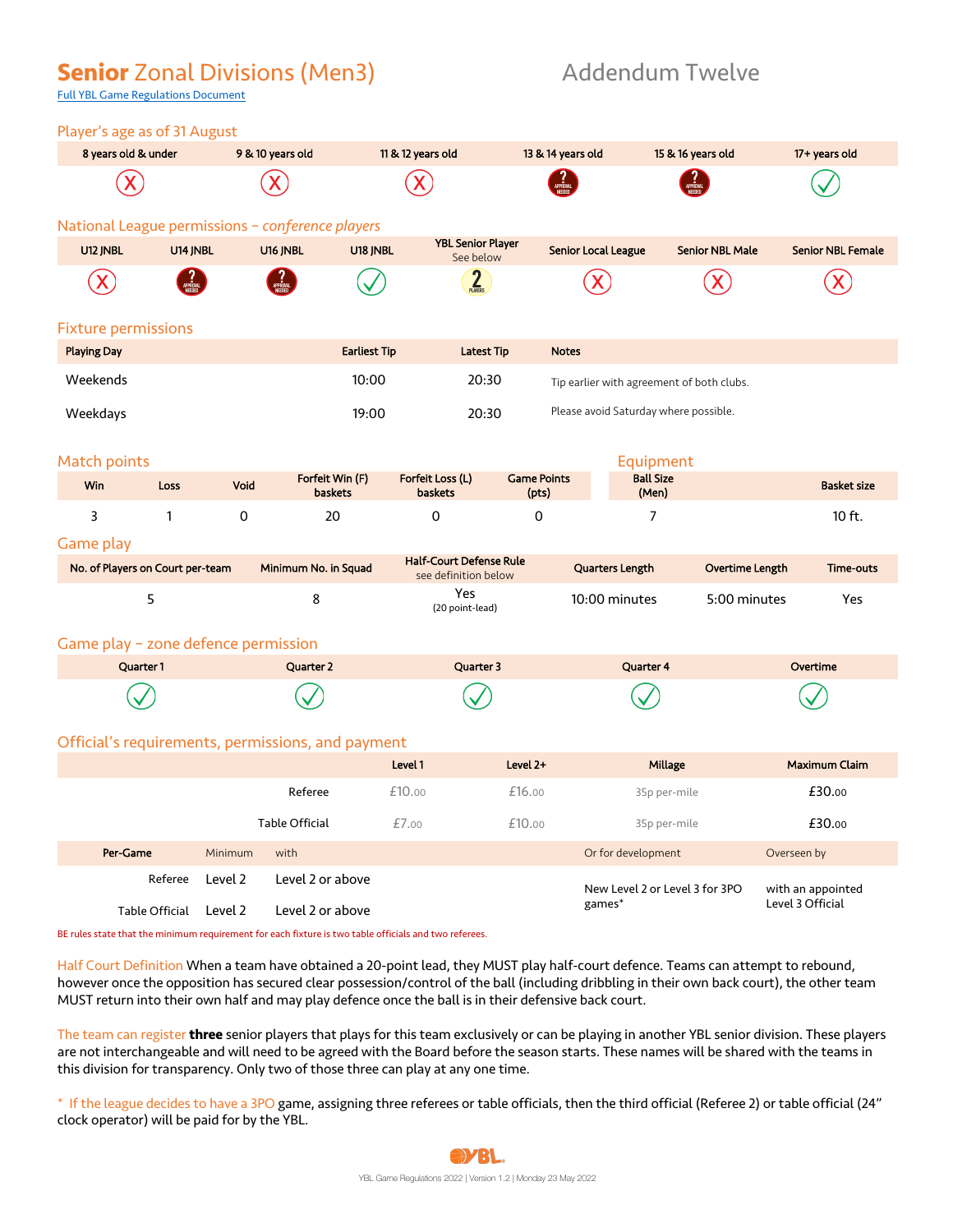# **Senior** Zonal Divisions (Men3)

Addendum Twelve

[Full YBL Game Regulations Document]

## Player's age as of 31 August

| 8 years old & under | 9 & 10 years old | 11 & 12 years old | 13 & 14 years old | 15 & 16 years old | 17+ years old |
|---|---|---|---|---|---|
| ✗ | ✗ | ✗ | ? APPROVAL NEEDED | ? APPROVAL NEEDED | ✓ |

## National League permissions – *conference players*

| U12 JNBL | U14 JNBL | U16 JNBL | U18 JNBL | YBL Senior Player See below | Senior Local League | Senior NBL Male | Senior NBL Female |
|---|---|---|---|---|---|---|---|
| ✗ | ? APPROVAL NEEDED | ? APPROVAL NEEDED | ✓ | 2 PLAYERS | ✗ | ✗ | ✗ |

## Fixture permissions

| Playing Day | Earliest Tip | Latest Tip | Notes |
|---|---|---|---|
| Weekends | 10:00 | 20:30 | Tip earlier with agreement of both clubs. |
| Weekdays | 19:00 | 20:30 | Please avoid Saturday where possible. |

## Match points

| Win | Loss | Void | Forfeit Win (F) baskets | Forfeit Loss (L) baskets | Game Points (pts) |
|---|---|---|---|---|---|
| 3 | 1 | 0 | 20 | 0 | 0 |

## Equipment

| Ball Size (Men) | Basket size |
|---|---|
| 7 | 10 ft. |

## Game play

| No. of Players on Court per-team | Minimum No. in Squad | Half-Court Defense Rule see definition below | Quarters Length | Overtime Length | Time-outs |
|---|---|---|---|---|---|
| 5 | 8 | Yes (20 point-lead) | 10:00 minutes | 5:00 minutes | Yes |

## Game play – zone defence permission

| Quarter 1 | Quarter 2 | Quarter 3 | Quarter 4 | Overtime |
|---|---|---|---|---|
| ✓ | ✓ | ✓ | ✓ | ✓ |

## Official's requirements, permissions, and payment

| | Level 1 | Level 2+ | Millage | Maximum Claim |
|---|---|---|---|---|
| Referee | £10.00 | £16.00 | 35p per-mile | £30.00 |
| Table Official | £7.00 | £10.00 | 35p per-mile | £30.00 |

| Per-Game | Minimum | with | Or for development | Overseen by |
|---|---|---|---|---|
| Referee | Level 2 | Level 2 or above | New Level 2 or Level 3 for 3PO games* | with an appointed Level 3 Official |
| Table Official | Level 2 | Level 2 or above | | |

BE rules state that the minimum requirement for each fixture is two table officials and two referees.

Half Court Definition When a team have obtained a 20-point lead, they MUST play half-court defence. Teams can attempt to rebound, however once the opposition has secured clear possession/control of the ball (including dribbling in their own back court), the other team MUST return into their own half and may play defence once the ball is in their defensive back court.

The team can register **three** senior players that plays for this team exclusively or can be playing in another YBL senior division. These players are not interchangeable and will need to be agreed with the Board before the season starts. These names will be shared with the teams in this division for transparency. Only two of those three can play at any one time.

\* If the league decides to have a 3PO game, assigning three referees or table officials, then the third official (Referee 2) or table official (24" clock operator) will be paid for by the YBL.

YBL Game Regulations 2022 | Version 1.2 | Monday 23 May 2022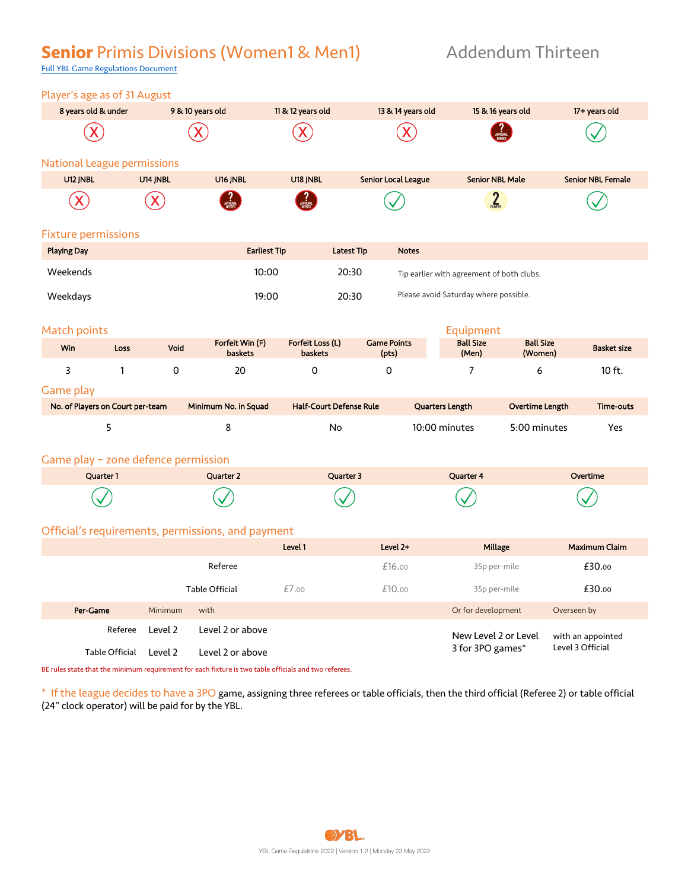# Senior Primis Divisions (Women1 & Men1)

Addendum Thirteen

Full YBL Game Regulations Document

## Player's age as of 31 August

| 8 years old & under | 9 & 10 years old | 11 & 12 years old | 13 & 14 years old | 15 & 16 years old | 17+ years old |
|---|---|---|---|---|---|
| ✗ | ✗ | ✗ | ✗ | ? APPROVAL NEEDED | ✓ |

## National League permissions

| U12 JNBL | U14 JNBL | U16 JNBL | U18 JNBL | Senior Local League | Senior NBL Male | Senior NBL Female |
|---|---|---|---|---|---|---|
| ✗ | ✗ | ? APPROVAL NEEDED | ? APPROVAL NEEDED | ✓ | 2 PLAYERS | ✓ |

## Fixture permissions

| Playing Day | Earliest Tip | Latest Tip | Notes |
|---|---|---|---|
| Weekends | 10:00 | 20:30 | Tip earlier with agreement of both clubs. |
| Weekdays | 19:00 | 20:30 | Please avoid Saturday where possible. |

## Match points

| Win | Loss | Void | Forfeit Win (F) baskets | Forfeit Loss (L) baskets | Game Points (pts) |
|---|---|---|---|---|---|
| 3 | 1 | 0 | 20 | 0 | 0 |

## Equipment

| Ball Size (Men) | Ball Size (Women) | Basket size |
|---|---|---|
| 7 | 6 | 10 ft. |

## Game play

| No. of Players on Court per-team | Minimum No. in Squad | Half-Court Defense Rule | Quarters Length | Overtime Length | Time-outs |
|---|---|---|---|---|---|
| 5 | 8 | No | 10:00 minutes | 5:00 minutes | Yes |

## Game play – zone defence permission

| Quarter 1 | Quarter 2 | Quarter 3 | Quarter 4 | Overtime |
|---|---|---|---|---|
| ✓ | ✓ | ✓ | ✓ | ✓ |

## Official's requirements, permissions, and payment

| | Level 1 | Level 2+ | Millage | Maximum Claim |
|---|---|---|---|---|
| Referee | | £16.00 | 35p per-mile | £30.00 |
| Table Official | £7.00 | £10.00 | 35p per-mile | £30.00 |

| Per-Game | Minimum | with | Or for development | Overseen by |
|---|---|---|---|---|
| Referee | Level 2 | Level 2 or above | New Level 2 or Level 3 for 3PO games* | with an appointed Level 3 Official |
| Table Official | Level 2 | Level 2 or above | | |

BE rules state that the minimum requirement for each fixture is two table officials and two referees.

\* If the league decides to have a 3PO game, assigning three referees or table officials, then the third official (Referee 2) or table official (24" clock operator) will be paid for by the YBL.